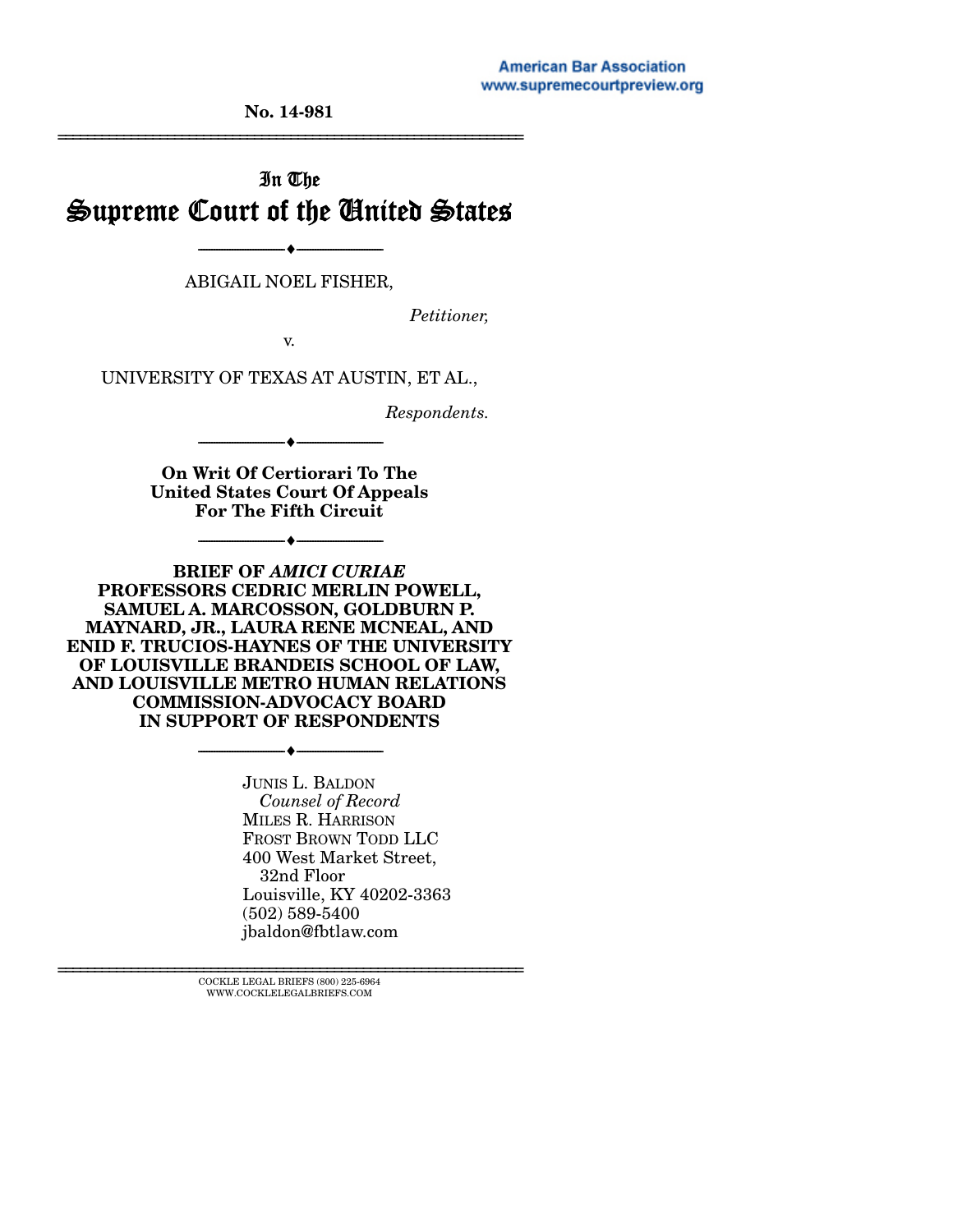American Bar Association
www.supremecourtpreview.org

No. 14-981

In The
# Supreme Court of the United States

ABIGAIL NOEL FISHER,

*Petitioner,*

v.

UNIVERSITY OF TEXAS AT AUSTIN, ET AL.,

*Respondents.*

**On Writ Of Certiorari To The United States Court Of Appeals For The Fifth Circuit**

**BRIEF OF *AMICI CURIAE* PROFESSORS CEDRIC MERLIN POWELL, SAMUEL A. MARCOSSON, GOLDBURN P. MAYNARD, JR., LAURA RENE MCNEAL, AND ENID F. TRUCIOS-HAYNES OF THE UNIVERSITY OF LOUISVILLE BRANDEIS SCHOOL OF LAW, AND LOUISVILLE METRO HUMAN RELATIONS COMMISSION-ADVOCACY BOARD IN SUPPORT OF RESPONDENTS**

JUNIS L. BALDON
*Counsel of Record*
MILES R. HARRISON
FROST BROWN TODD LLC
400 West Market Street,
32nd Floor
Louisville, KY 40202-3363
(502) 589-5400
jbaldon@fbtlaw.com

COCKLE LEGAL BRIEFS (800) 225-6964
WWW.COCKLELEGALBRIEFS.COM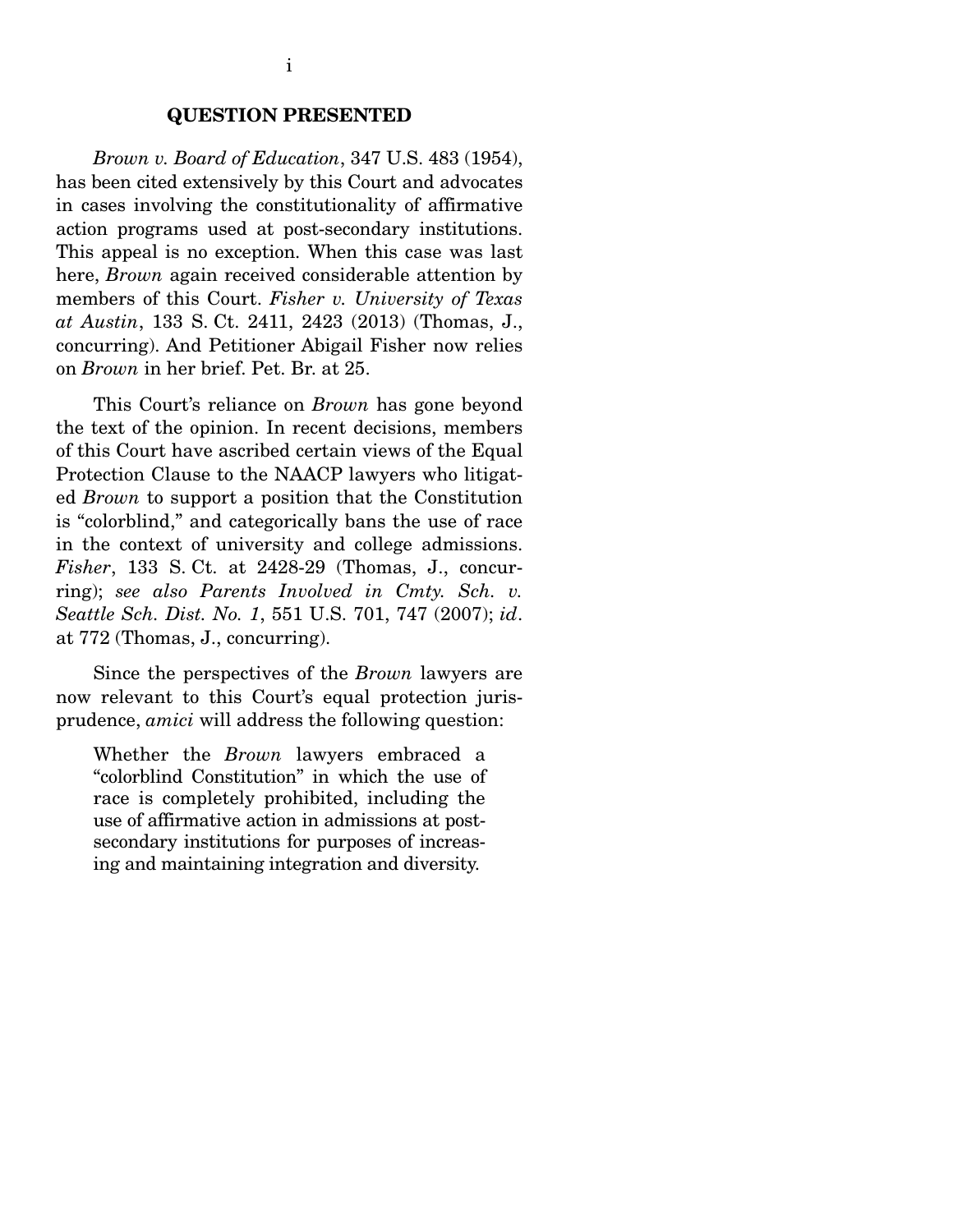## QUESTION PRESENTED

*Brown v. Board of Education*, 347 U.S. 483 (1954), has been cited extensively by this Court and advocates in cases involving the constitutionality of affirmative action programs used at post-secondary institutions. This appeal is no exception. When this case was last here, *Brown* again received considerable attention by members of this Court. *Fisher v. University of Texas at Austin*, 133 S. Ct. 2411, 2423 (2013) (Thomas, J., concurring). And Petitioner Abigail Fisher now relies on *Brown* in her brief. Pet. Br. at 25.

This Court's reliance on *Brown* has gone beyond the text of the opinion. In recent decisions, members of this Court have ascribed certain views of the Equal Protection Clause to the NAACP lawyers who litigated *Brown* to support a position that the Constitution is "colorblind," and categorically bans the use of race in the context of university and college admissions. *Fisher*, 133 S. Ct. at 2428-29 (Thomas, J., concurring); *see also Parents Involved in Cmty. Sch. v. Seattle Sch. Dist. No. 1*, 551 U.S. 701, 747 (2007); *id*. at 772 (Thomas, J., concurring).

Since the perspectives of the *Brown* lawyers are now relevant to this Court's equal protection jurisprudence, *amici* will address the following question:

> Whether the *Brown* lawyers embraced a "colorblind Constitution" in which the use of race is completely prohibited, including the use of affirmative action in admissions at post-secondary institutions for purposes of increasing and maintaining integration and diversity.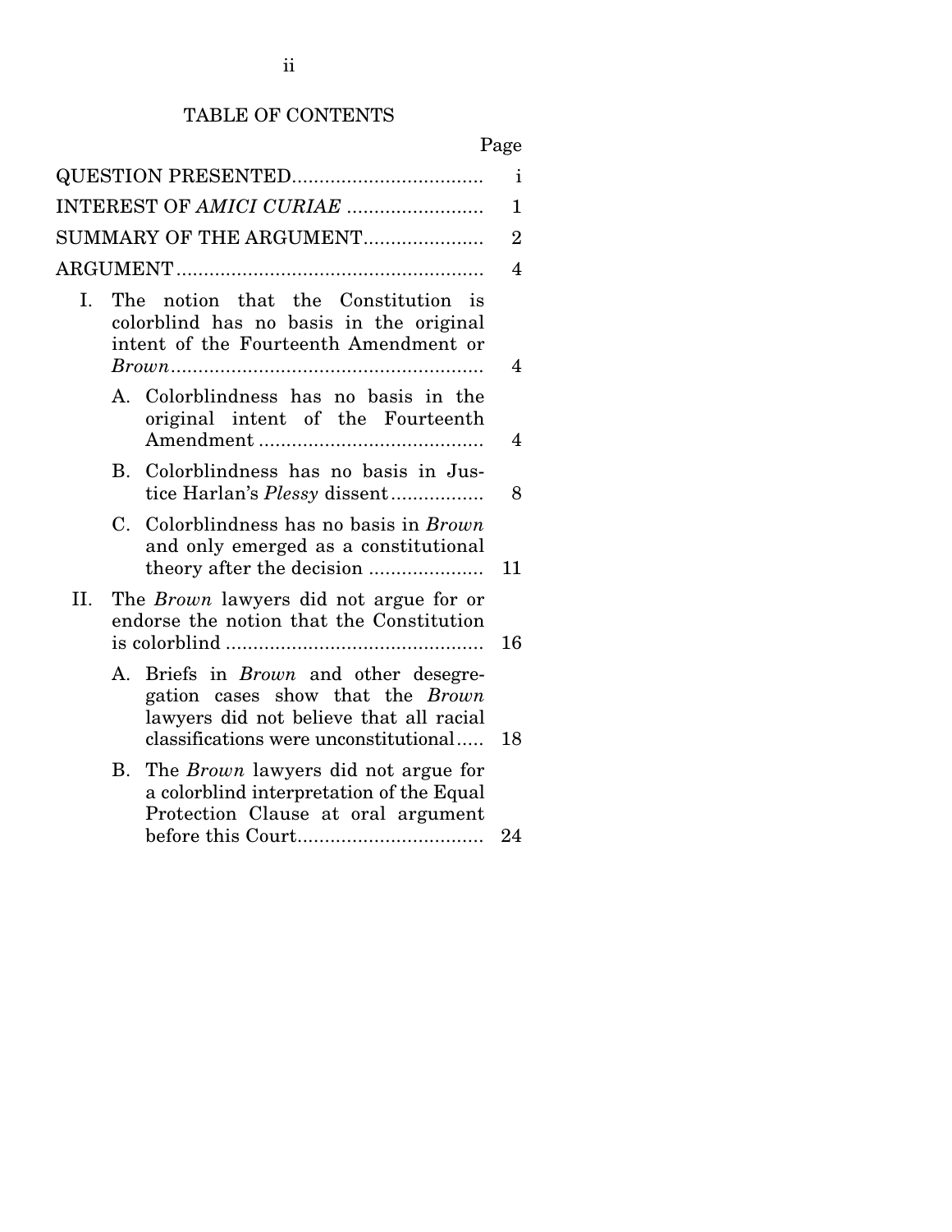## TABLE OF CONTENTS

| | Page |
|---|---|
| QUESTION PRESENTED | i |
| INTEREST OF *AMICI CURIAE* | 1 |
| SUMMARY OF THE ARGUMENT | 2 |
| ARGUMENT | 4 |
| I. The notion that the Constitution is colorblind has no basis in the original intent of the Fourteenth Amendment or *Brown* | 4 |
| A. Colorblindness has no basis in the original intent of the Fourteenth Amendment | 4 |
| B. Colorblindness has no basis in Justice Harlan's *Plessy* dissent | 8 |
| C. Colorblindness has no basis in *Brown* and only emerged as a constitutional theory after the decision | 11 |
| II. The *Brown* lawyers did not argue for or endorse the notion that the Constitution is colorblind | 16 |
| A. Briefs in *Brown* and other desegregation cases show that the *Brown* lawyers did not believe that all racial classifications were unconstitutional | 18 |
| B. The *Brown* lawyers did not argue for a colorblind interpretation of the Equal Protection Clause at oral argument before this Court | 24 |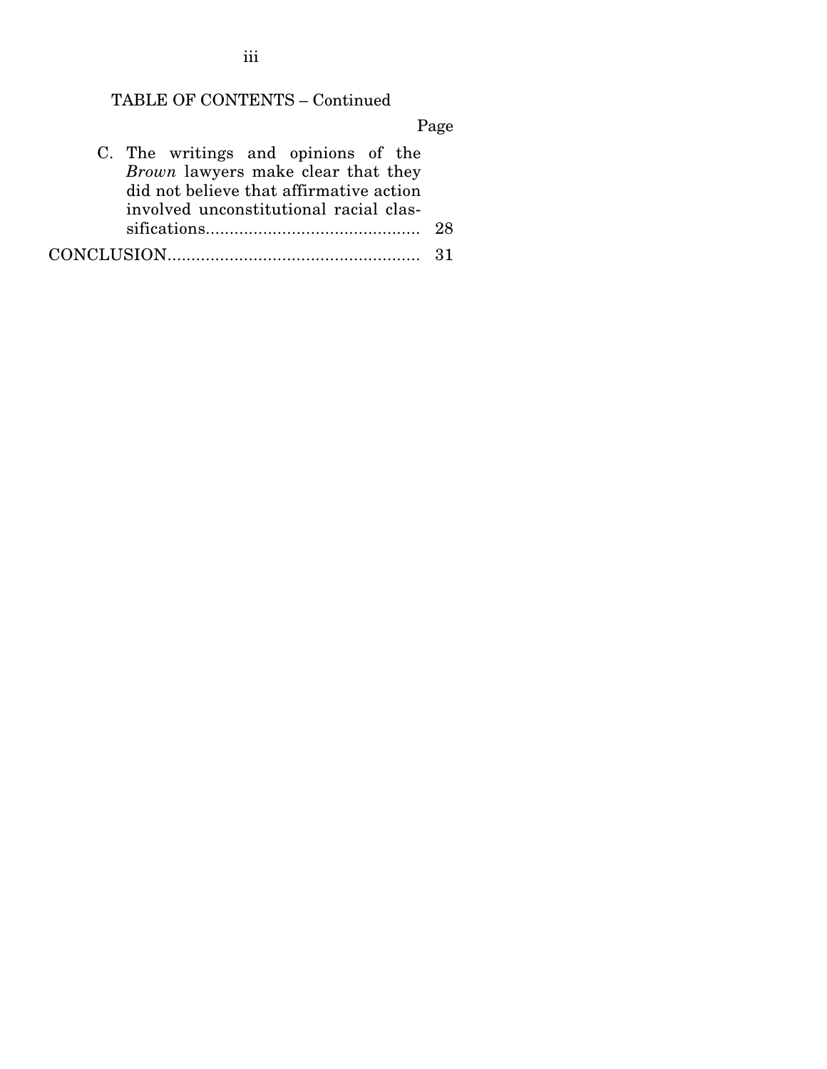TABLE OF CONTENTS – Continued

| | Page |
|---|---|
| C. The writings and opinions of the *Brown* lawyers make clear that they did not believe that affirmative action involved unconstitutional racial classifications | 28 |
| CONCLUSION | 31 |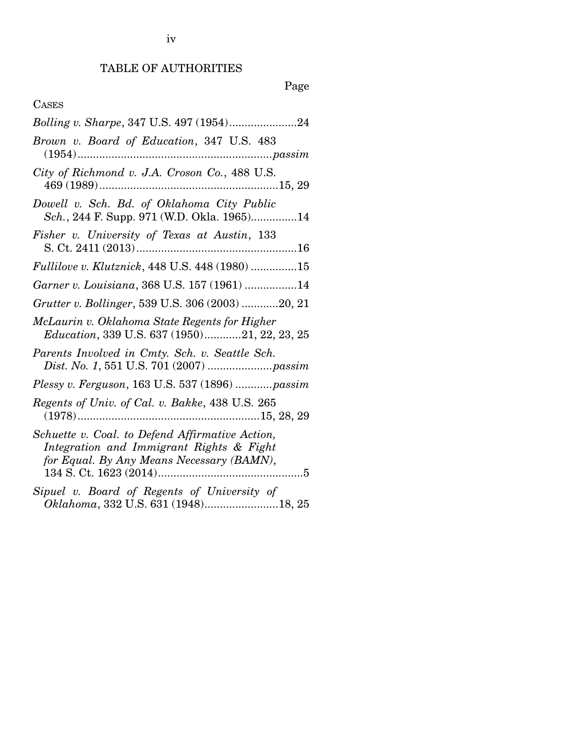## TABLE OF AUTHORITIES

Page

CASES

*Bolling v. Sharpe*, 347 U.S. 497 (1954) ...................... 24

*Brown v. Board of Education*, 347 U.S. 483 (1954) ............................................................... *passim*

*City of Richmond v. J.A. Croson Co.*, 488 U.S. 469 (1989) .......................................................... 15, 29

*Dowell v. Sch. Bd. of Oklahoma City Public Sch.*, 244 F. Supp. 971 (W.D. Okla. 1965) ............... 14

*Fisher v. University of Texas at Austin*, 133 S. Ct. 2411 (2013) .................................................... 16

*Fullilove v. Klutznick*, 448 U.S. 448 (1980) ............... 15

*Garner v. Louisiana*, 368 U.S. 157 (1961) ................. 14

*Grutter v. Bollinger*, 539 U.S. 306 (2003) ............ 20, 21

*McLaurin v. Oklahoma State Regents for Higher Education*, 339 U.S. 637 (1950) ............ 21, 22, 23, 25

*Parents Involved in Cmty. Sch. v. Seattle Sch. Dist. No. 1*, 551 U.S. 701 (2007) ..................... *passim*

*Plessy v. Ferguson*, 163 U.S. 537 (1896) ............ *passim*

*Regents of Univ. of Cal. v. Bakke*, 438 U.S. 265 (1978) .......................................................... 15, 28, 29

*Schuette v. Coal. to Defend Affirmative Action, Integration and Immigrant Rights & Fight for Equal. By Any Means Necessary (BAMN)*, 134 S. Ct. 1623 (2014) ............................................... 5

*Sipuel v. Board of Regents of University of Oklahoma*, 332 U.S. 631 (1948) ........................ 18, 25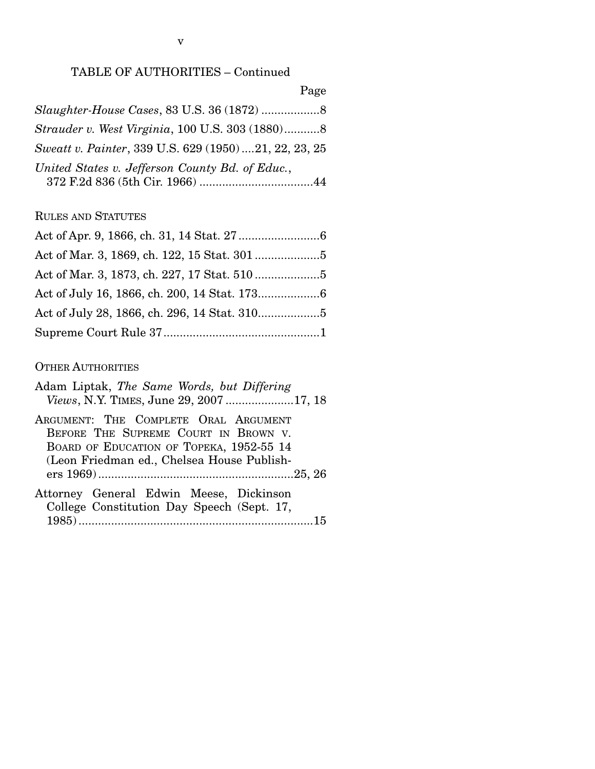TABLE OF AUTHORITIES – Continued

Page

*Slaughter-House Cases*, 83 U.S. 36 (1872) ..................8

*Strauder v. West Virginia*, 100 U.S. 303 (1880)...........8

*Sweatt v. Painter*, 339 U.S. 629 (1950) ....21, 22, 23, 25

*United States v. Jefferson County Bd. of Educ.*, 372 F.2d 836 (5th Cir. 1966) ...................................44

RULES AND STATUTES

Act of Apr. 9, 1866, ch. 31, 14 Stat. 27 .........................6

Act of Mar. 3, 1869, ch. 122, 15 Stat. 301 ....................5

Act of Mar. 3, 1873, ch. 227, 17 Stat. 510 ....................5

Act of July 16, 1866, ch. 200, 14 Stat. 173...................6

Act of July 28, 1866, ch. 296, 14 Stat. 310...................5

Supreme Court Rule 37.................................................1

OTHER AUTHORITIES

Adam Liptak, *The Same Words, but Differing Views*, N.Y. TIMES, June 29, 2007 .....................17, 18

ARGUMENT: THE COMPLETE ORAL ARGUMENT BEFORE THE SUPREME COURT IN BROWN V. BOARD OF EDUCATION OF TOPEKA, 1952-55 14 (Leon Friedman ed., Chelsea House Publishers 1969) ...........................................................25, 26

Attorney General Edwin Meese, Dickinson College Constitution Day Speech (Sept. 17, 1985) ........................................................................15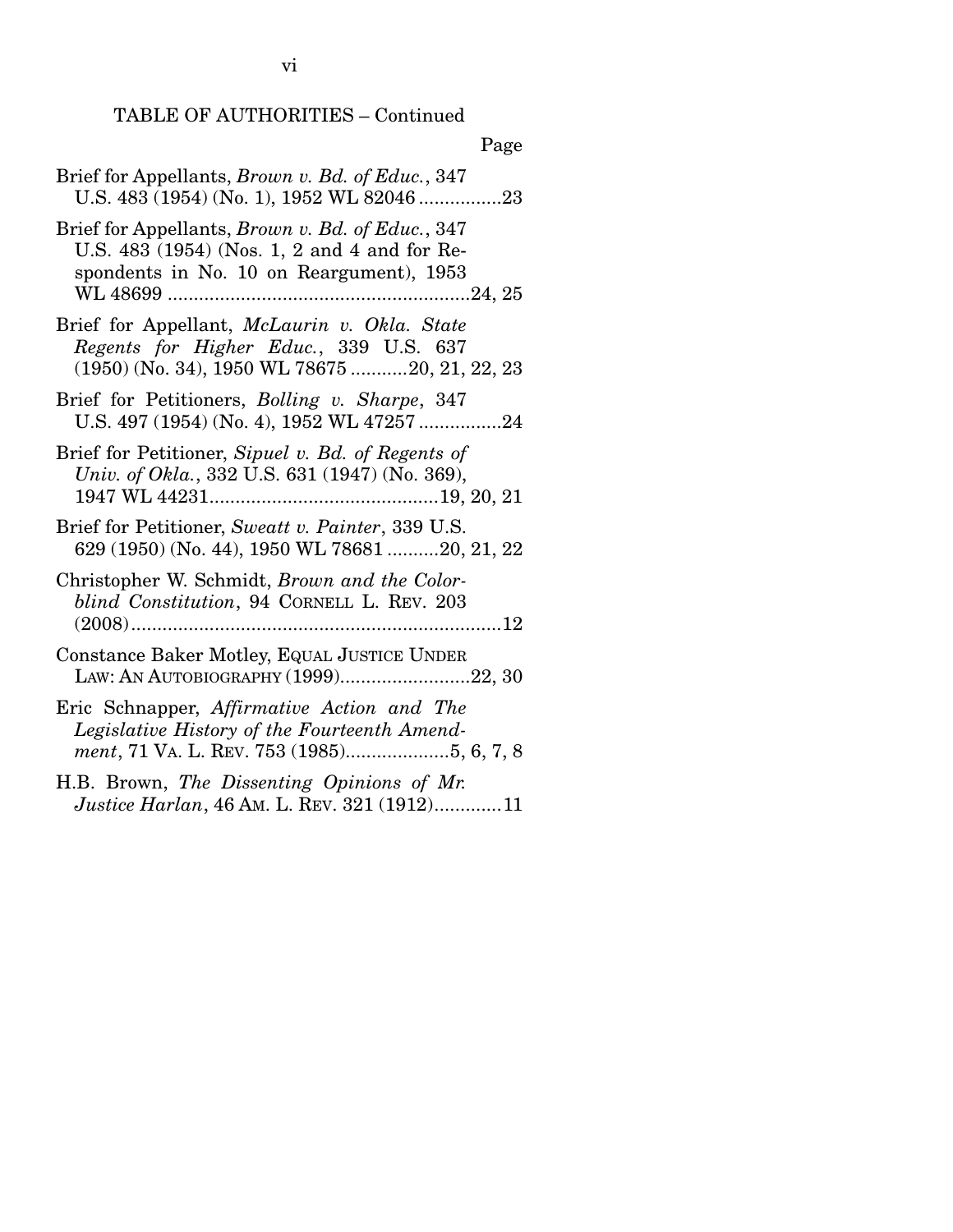TABLE OF AUTHORITIES – Continued

Page

Brief for Appellants, *Brown v. Bd. of Educ.*, 347 U.S. 483 (1954) (No. 1), 1952 WL 82046 ................23

Brief for Appellants, *Brown v. Bd. of Educ.*, 347 U.S. 483 (1954) (Nos. 1, 2 and 4 and for Respondents in No. 10 on Reargument), 1953 WL 48699 ..........................................................24, 25

Brief for Appellant, *McLaurin v. Okla. State Regents for Higher Educ.*, 339 U.S. 637 (1950) (No. 34), 1950 WL 78675 ...........20, 21, 22, 23

Brief for Petitioners, *Bolling v. Sharpe*, 347 U.S. 497 (1954) (No. 4), 1952 WL 47257 ................24

Brief for Petitioner, *Sipuel v. Bd. of Regents of Univ. of Okla.*, 332 U.S. 631 (1947) (No. 369), 1947 WL 44231............................................19, 20, 21

Brief for Petitioner, *Sweatt v. Painter*, 339 U.S. 629 (1950) (No. 44), 1950 WL 78681 ..........20, 21, 22

Christopher W. Schmidt, *Brown and the Colorblind Constitution*, 94 CORNELL L. REV. 203 (2008)........................................................................12

Constance Baker Motley, EQUAL JUSTICE UNDER LAW: AN AUTOBIOGRAPHY (1999).........................22, 30

Eric Schnapper, *Affirmative Action and The Legislative History of the Fourteenth Amendment*, 71 VA. L. REV. 753 (1985)....................5, 6, 7, 8

H.B. Brown, *The Dissenting Opinions of Mr. Justice Harlan*, 46 AM. L. REV. 321 (1912).............11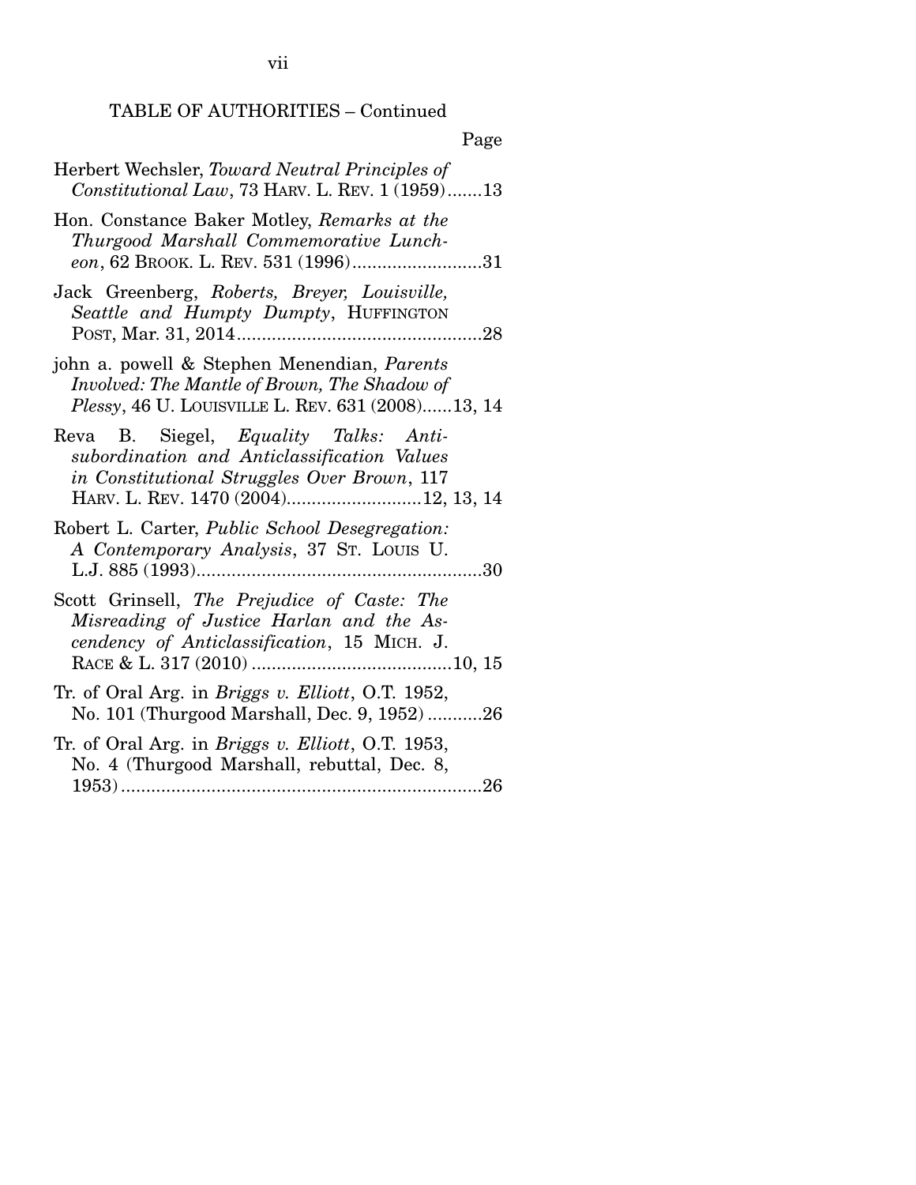TABLE OF AUTHORITIES – Continued

Page

Herbert Wechsler, *Toward Neutral Principles of Constitutional Law*, 73 HARV. L. REV. 1 (1959).......13

Hon. Constance Baker Motley, *Remarks at the Thurgood Marshall Commemorative Luncheon*, 62 BROOK. L. REV. 531 (1996)..........................31

Jack Greenberg, *Roberts, Breyer, Louisville, Seattle and Humpty Dumpty*, HUFFINGTON POST, Mar. 31, 2014.................................................28

john a. powell & Stephen Menendian, *Parents Involved: The Mantle of Brown, The Shadow of Plessy*, 46 U. LOUISVILLE L. REV. 631 (2008)......13, 14

Reva B. Siegel, *Equality Talks: Antisubordination and Anticlassification Values in Constitutional Struggles Over Brown*, 117 HARV. L. REV. 1470 (2004)...........................12, 13, 14

Robert L. Carter, *Public School Desegregation: A Contemporary Analysis*, 37 ST. LOUIS U. L.J. 885 (1993).........................................................30

Scott Grinsell, *The Prejudice of Caste: The Misreading of Justice Harlan and the Ascendency of Anticlassification*, 15 MICH. J. RACE & L. 317 (2010) ........................................10, 15

Tr. of Oral Arg. in *Briggs v. Elliott*, O.T. 1952, No. 101 (Thurgood Marshall, Dec. 9, 1952) ...........26

Tr. of Oral Arg. in *Briggs v. Elliott*, O.T. 1953, No. 4 (Thurgood Marshall, rebuttal, Dec. 8, 1953)........................................................................26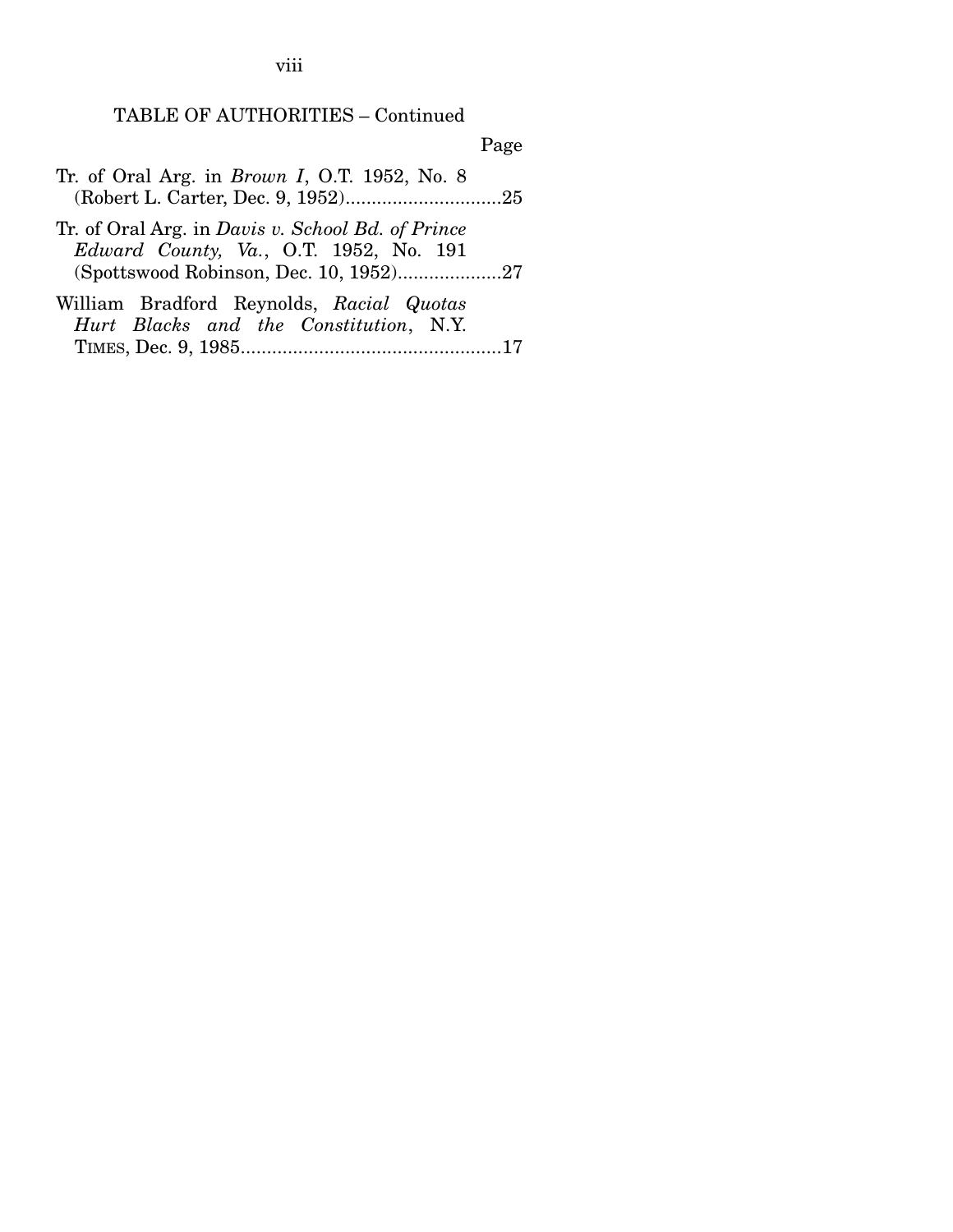TABLE OF AUTHORITIES – Continued

Page

Tr. of Oral Arg. in *Brown I*, O.T. 1952, No. 8 (Robert L. Carter, Dec. 9, 1952)..............................25

Tr. of Oral Arg. in *Davis v. School Bd. of Prince Edward County, Va.*, O.T. 1952, No. 191 (Spottswood Robinson, Dec. 10, 1952)....................27

William Bradford Reynolds, *Racial Quotas Hurt Blacks and the Constitution*, N.Y. TIMES, Dec. 9, 1985..................................................17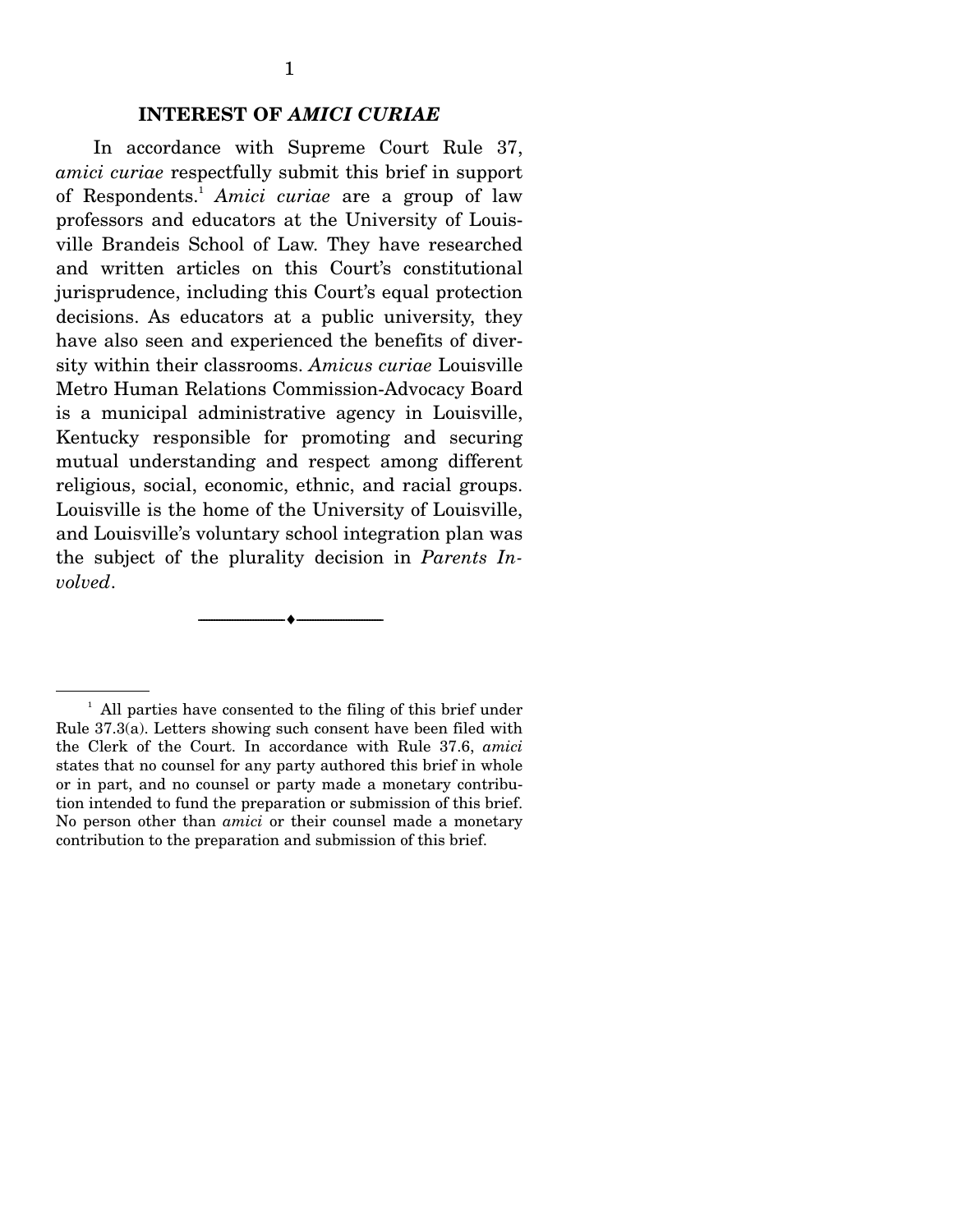## INTEREST OF *AMICI CURIAE*

In accordance with Supreme Court Rule 37, *amici curiae* respectfully submit this brief in support of Respondents.[1] *Amici curiae* are a group of law professors and educators at the University of Louisville Brandeis School of Law. They have researched and written articles on this Court's constitutional jurisprudence, including this Court's equal protection decisions. As educators at a public university, they have also seen and experienced the benefits of diversity within their classrooms. *Amicus curiae* Louisville Metro Human Relations Commission-Advocacy Board is a municipal administrative agency in Louisville, Kentucky responsible for promoting and securing mutual understanding and respect among different religious, social, economic, ethnic, and racial groups. Louisville is the home of the University of Louisville, and Louisville's voluntary school integration plan was the subject of the plurality decision in *Parents Involved*.

---

[1] All parties have consented to the filing of this brief under Rule 37.3(a). Letters showing such consent have been filed with the Clerk of the Court. In accordance with Rule 37.6, *amici* states that no counsel for any party authored this brief in whole or in part, and no counsel or party made a monetary contribution intended to fund the preparation or submission of this brief. No person other than *amici* or their counsel made a monetary contribution to the preparation and submission of this brief.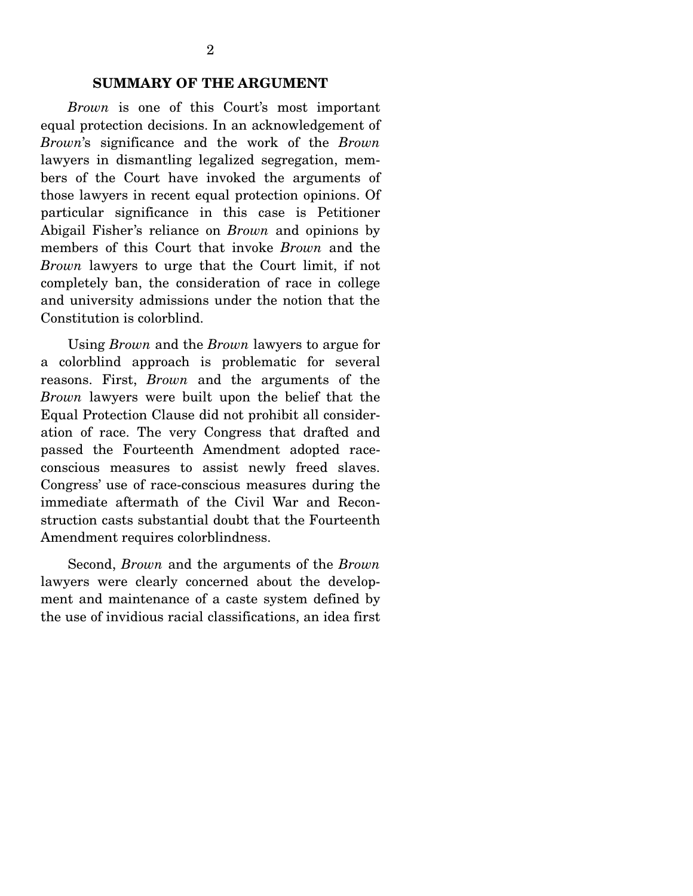## SUMMARY OF THE ARGUMENT

*Brown* is one of this Court's most important equal protection decisions. In an acknowledgement of *Brown*'s significance and the work of the *Brown* lawyers in dismantling legalized segregation, members of the Court have invoked the arguments of those lawyers in recent equal protection opinions. Of particular significance in this case is Petitioner Abigail Fisher's reliance on *Brown* and opinions by members of this Court that invoke *Brown* and the *Brown* lawyers to urge that the Court limit, if not completely ban, the consideration of race in college and university admissions under the notion that the Constitution is colorblind.

Using *Brown* and the *Brown* lawyers to argue for a colorblind approach is problematic for several reasons. First, *Brown* and the arguments of the *Brown* lawyers were built upon the belief that the Equal Protection Clause did not prohibit all consideration of race. The very Congress that drafted and passed the Fourteenth Amendment adopted race-conscious measures to assist newly freed slaves. Congress' use of race-conscious measures during the immediate aftermath of the Civil War and Reconstruction casts substantial doubt that the Fourteenth Amendment requires colorblindness.

Second, *Brown* and the arguments of the *Brown* lawyers were clearly concerned about the development and maintenance of a caste system defined by the use of invidious racial classifications, an idea first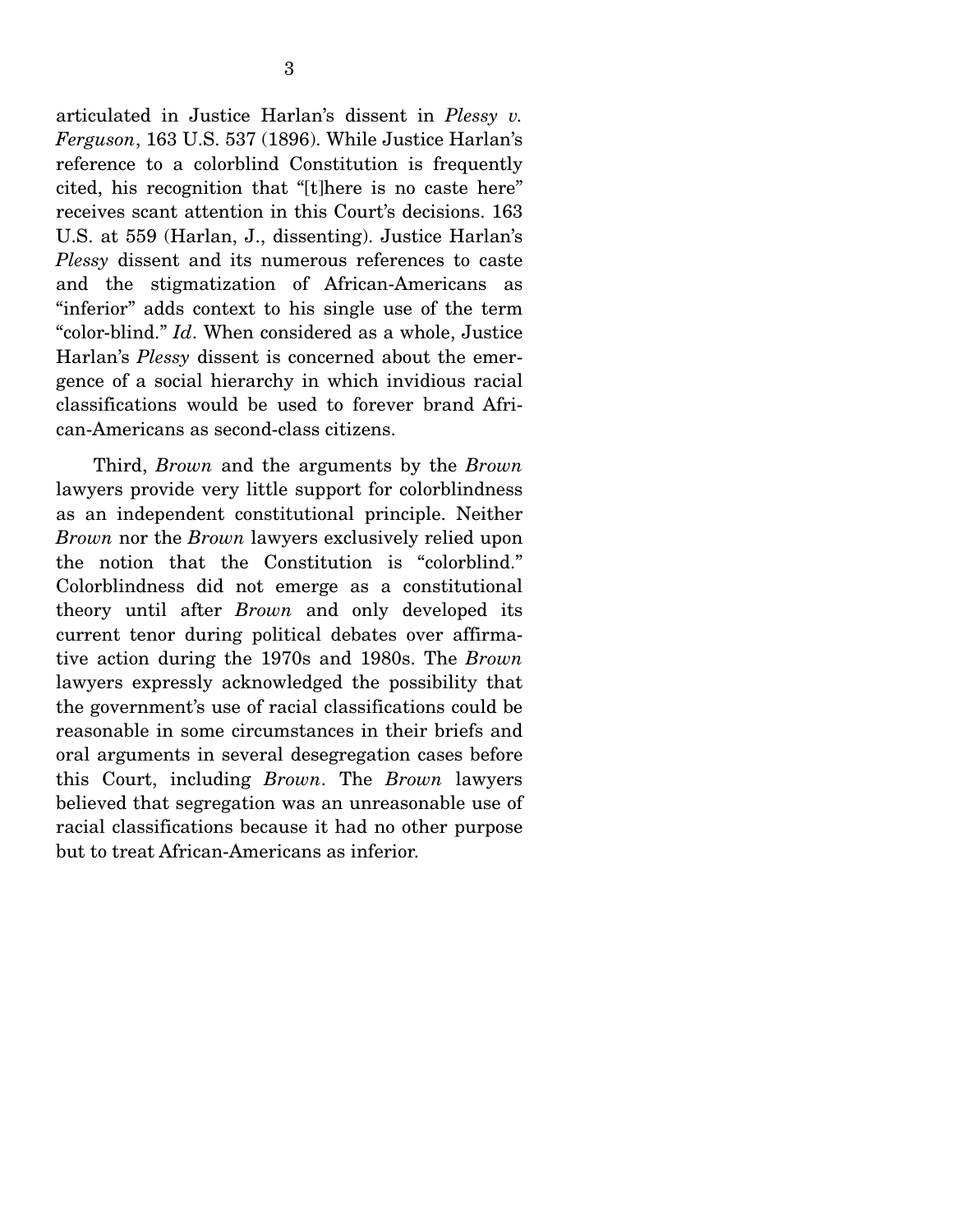articulated in Justice Harlan's dissent in *Plessy v. Ferguson*, 163 U.S. 537 (1896). While Justice Harlan's reference to a colorblind Constitution is frequently cited, his recognition that "[t]here is no caste here" receives scant attention in this Court's decisions. 163 U.S. at 559 (Harlan, J., dissenting). Justice Harlan's *Plessy* dissent and its numerous references to caste and the stigmatization of African-Americans as "inferior" adds context to his single use of the term "color-blind." *Id*. When considered as a whole, Justice Harlan's *Plessy* dissent is concerned about the emergence of a social hierarchy in which invidious racial classifications would be used to forever brand African-Americans as second-class citizens.

Third, *Brown* and the arguments by the *Brown* lawyers provide very little support for colorblindness as an independent constitutional principle. Neither *Brown* nor the *Brown* lawyers exclusively relied upon the notion that the Constitution is "colorblind." Colorblindness did not emerge as a constitutional theory until after *Brown* and only developed its current tenor during political debates over affirmative action during the 1970s and 1980s. The *Brown* lawyers expressly acknowledged the possibility that the government's use of racial classifications could be reasonable in some circumstances in their briefs and oral arguments in several desegregation cases before this Court, including *Brown*. The *Brown* lawyers believed that segregation was an unreasonable use of racial classifications because it had no other purpose but to treat African-Americans as inferior.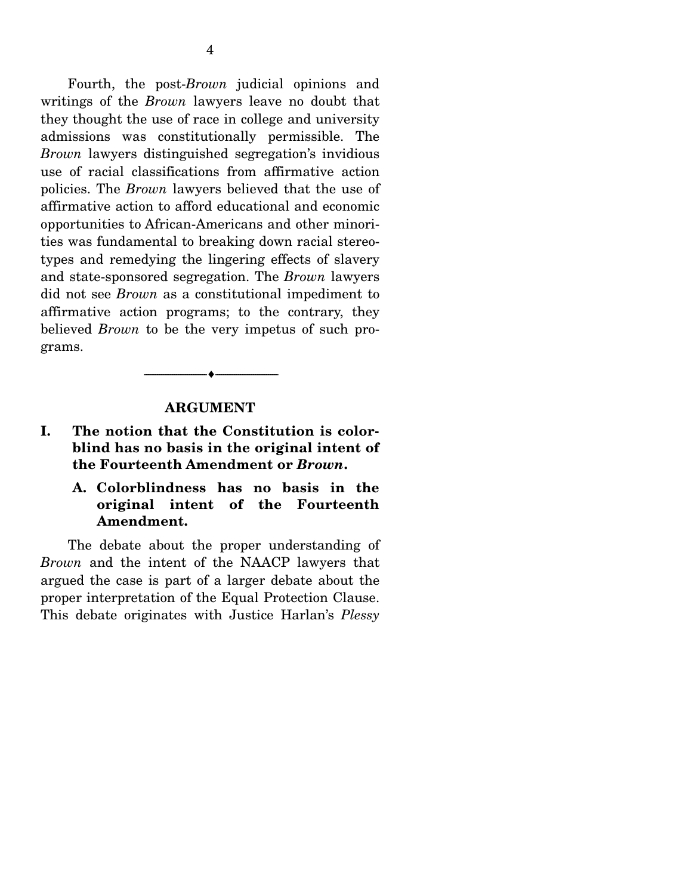Fourth, the post-*Brown* judicial opinions and writings of the *Brown* lawyers leave no doubt that they thought the use of race in college and university admissions was constitutionally permissible. The *Brown* lawyers distinguished segregation's invidious use of racial classifications from affirmative action policies. The *Brown* lawyers believed that the use of affirmative action to afford educational and economic opportunities to African-Americans and other minorities was fundamental to breaking down racial stereotypes and remedying the lingering effects of slavery and state-sponsored segregation. The *Brown* lawyers did not see *Brown* as a constitutional impediment to affirmative action programs; to the contrary, they believed *Brown* to be the very impetus of such programs.

---

## ARGUMENT

### I. The notion that the Constitution is colorblind has no basis in the original intent of the Fourteenth Amendment or *Brown*.

#### A. Colorblindness has no basis in the original intent of the Fourteenth Amendment.

The debate about the proper understanding of *Brown* and the intent of the NAACP lawyers that argued the case is part of a larger debate about the proper interpretation of the Equal Protection Clause. This debate originates with Justice Harlan's *Plessy*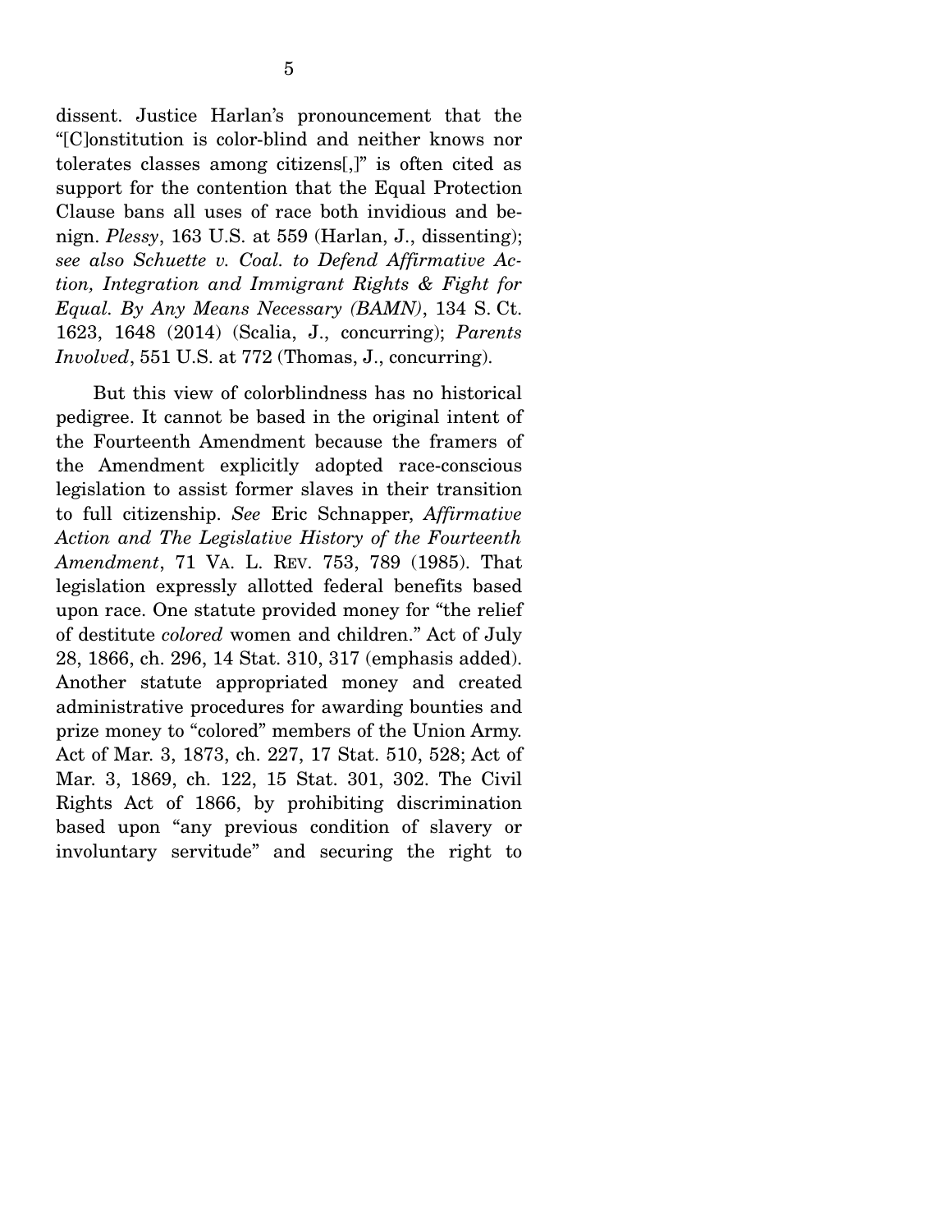dissent. Justice Harlan's pronouncement that the "[C]onstitution is color-blind and neither knows nor tolerates classes among citizens[,]" is often cited as support for the contention that the Equal Protection Clause bans all uses of race both invidious and benign. *Plessy*, 163 U.S. at 559 (Harlan, J., dissenting); *see also Schuette v. Coal. to Defend Affirmative Action, Integration and Immigrant Rights & Fight for Equal. By Any Means Necessary (BAMN)*, 134 S. Ct. 1623, 1648 (2014) (Scalia, J., concurring); *Parents Involved*, 551 U.S. at 772 (Thomas, J., concurring).

But this view of colorblindness has no historical pedigree. It cannot be based in the original intent of the Fourteenth Amendment because the framers of the Amendment explicitly adopted race-conscious legislation to assist former slaves in their transition to full citizenship. *See* Eric Schnapper, *Affirmative Action and The Legislative History of the Fourteenth Amendment*, 71 VA. L. REV. 753, 789 (1985). That legislation expressly allotted federal benefits based upon race. One statute provided money for "the relief of destitute *colored* women and children." Act of July 28, 1866, ch. 296, 14 Stat. 310, 317 (emphasis added). Another statute appropriated money and created administrative procedures for awarding bounties and prize money to "colored" members of the Union Army. Act of Mar. 3, 1873, ch. 227, 17 Stat. 510, 528; Act of Mar. 3, 1869, ch. 122, 15 Stat. 301, 302. The Civil Rights Act of 1866, by prohibiting discrimination based upon "any previous condition of slavery or involuntary servitude" and securing the right to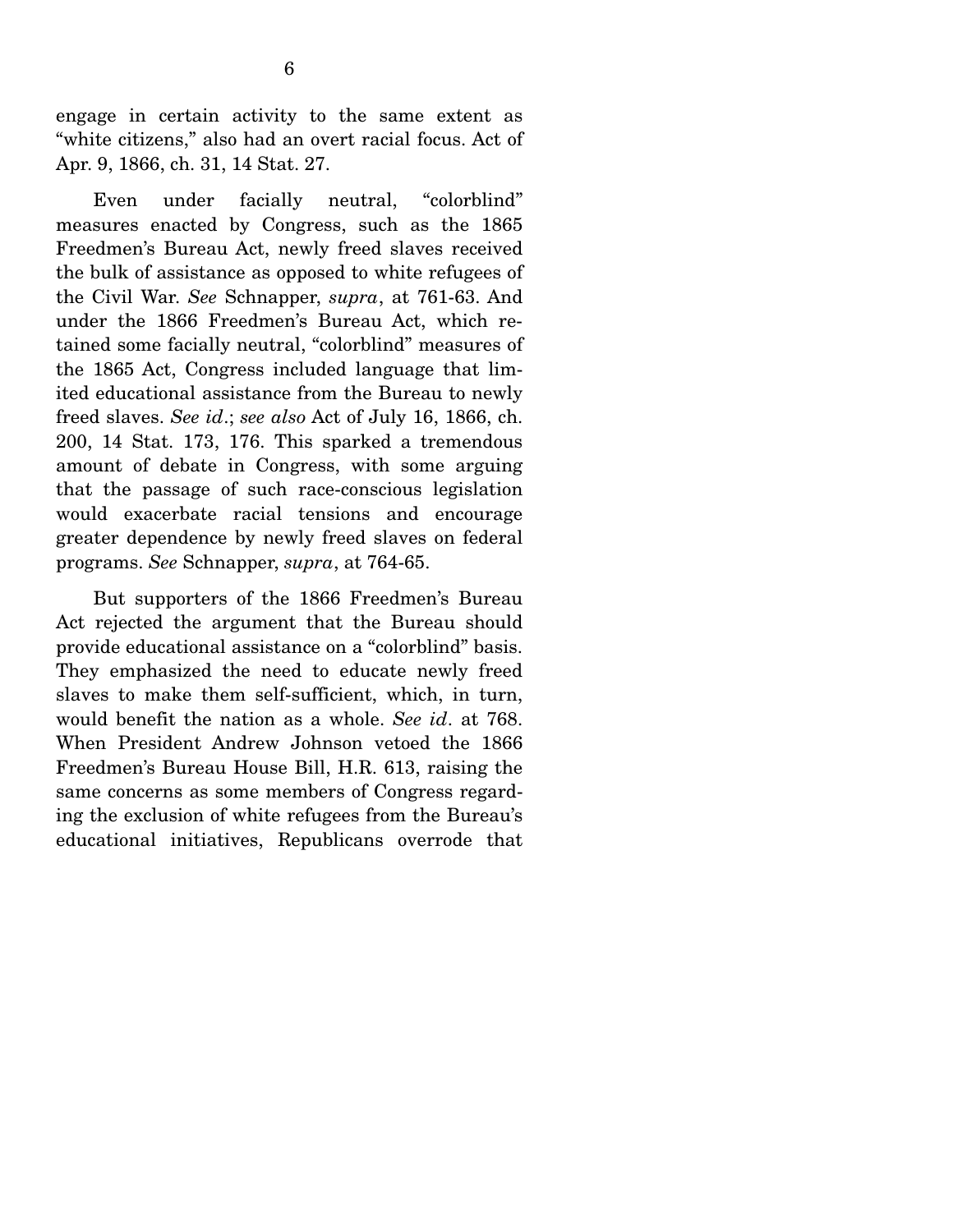engage in certain activity to the same extent as "white citizens," also had an overt racial focus. Act of Apr. 9, 1866, ch. 31, 14 Stat. 27.

Even under facially neutral, "colorblind" measures enacted by Congress, such as the 1865 Freedmen's Bureau Act, newly freed slaves received the bulk of assistance as opposed to white refugees of the Civil War. *See* Schnapper, *supra*, at 761-63. And under the 1866 Freedmen's Bureau Act, which retained some facially neutral, "colorblind" measures of the 1865 Act, Congress included language that limited educational assistance from the Bureau to newly freed slaves. *See id*.; *see also* Act of July 16, 1866, ch. 200, 14 Stat. 173, 176. This sparked a tremendous amount of debate in Congress, with some arguing that the passage of such race-conscious legislation would exacerbate racial tensions and encourage greater dependence by newly freed slaves on federal programs. *See* Schnapper, *supra*, at 764-65.

But supporters of the 1866 Freedmen's Bureau Act rejected the argument that the Bureau should provide educational assistance on a "colorblind" basis. They emphasized the need to educate newly freed slaves to make them self-sufficient, which, in turn, would benefit the nation as a whole. *See id*. at 768. When President Andrew Johnson vetoed the 1866 Freedmen's Bureau House Bill, H.R. 613, raising the same concerns as some members of Congress regarding the exclusion of white refugees from the Bureau's educational initiatives, Republicans overrode that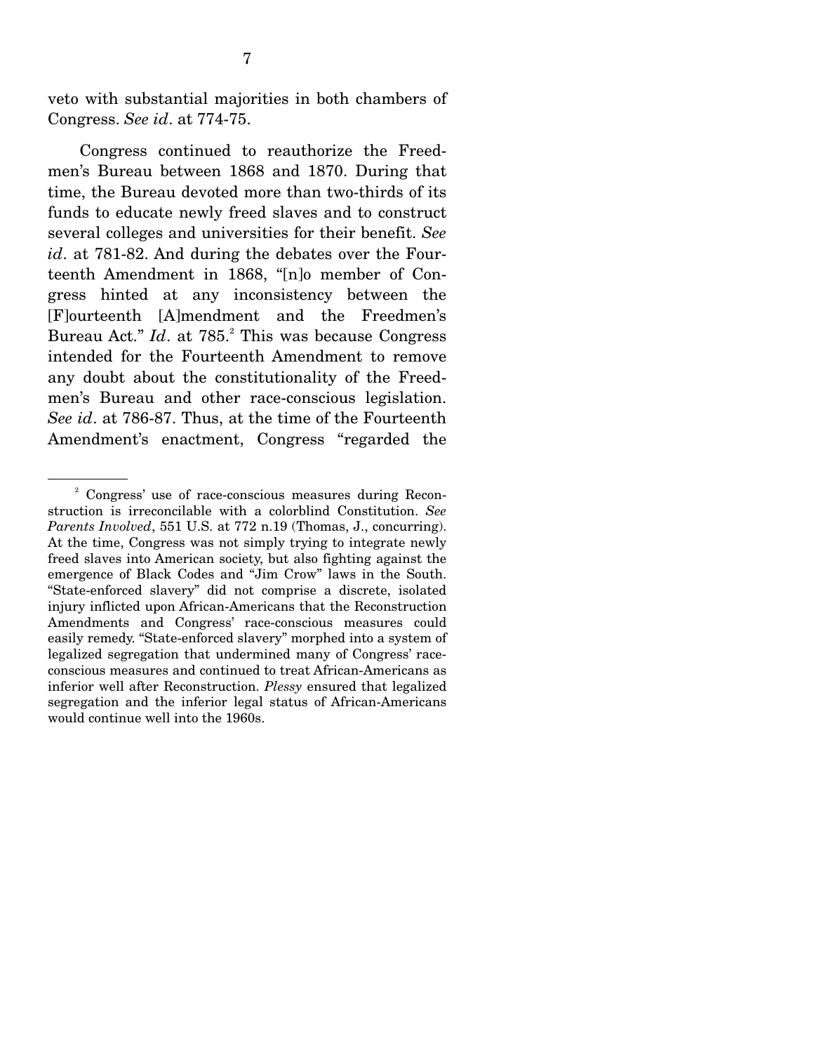veto with substantial majorities in both chambers of Congress. *See id*. at 774-75.

Congress continued to reauthorize the Freedmen's Bureau between 1868 and 1870. During that time, the Bureau devoted more than two-thirds of its funds to educate newly freed slaves and to construct several colleges and universities for their benefit. *See id*. at 781-82. And during the debates over the Fourteenth Amendment in 1868, "[n]o member of Congress hinted at any inconsistency between the [F]ourteenth [A]mendment and the Freedmen's Bureau Act." *Id*. at 785.[2] This was because Congress intended for the Fourteenth Amendment to remove any doubt about the constitutionality of the Freedmen's Bureau and other race-conscious legislation. *See id*. at 786-87. Thus, at the time of the Fourteenth Amendment's enactment, Congress "regarded the

---

[2] Congress' use of race-conscious measures during Reconstruction is irreconcilable with a colorblind Constitution. *See Parents Involved*, 551 U.S. at 772 n.19 (Thomas, J., concurring). At the time, Congress was not simply trying to integrate newly freed slaves into American society, but also fighting against the emergence of Black Codes and "Jim Crow" laws in the South. "State-enforced slavery" did not comprise a discrete, isolated injury inflicted upon African-Americans that the Reconstruction Amendments and Congress' race-conscious measures could easily remedy. "State-enforced slavery" morphed into a system of legalized segregation that undermined many of Congress' race-conscious measures and continued to treat African-Americans as inferior well after Reconstruction. *Plessy* ensured that legalized segregation and the inferior legal status of African-Americans would continue well into the 1960s.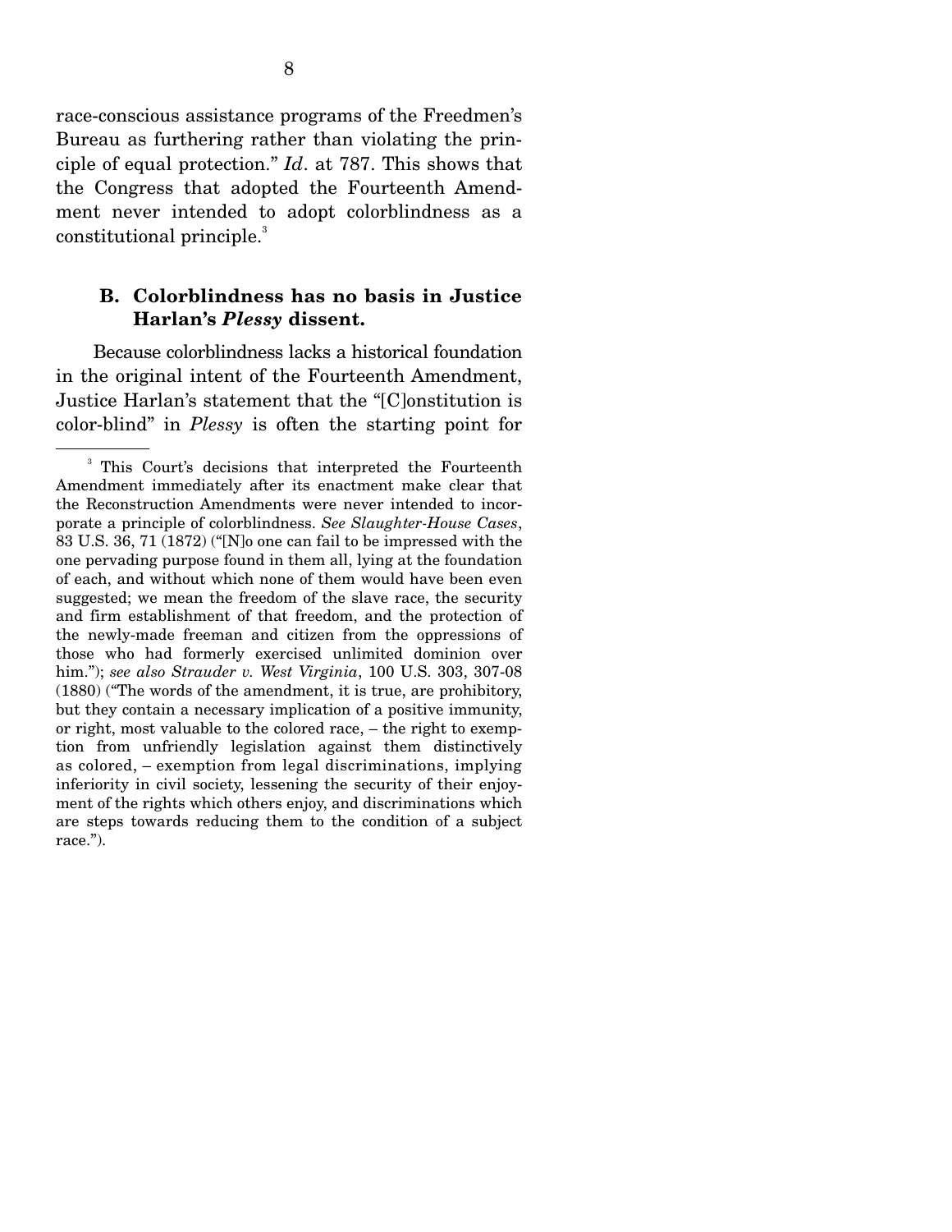race-conscious assistance programs of the Freedmen's Bureau as furthering rather than violating the principle of equal protection." *Id*. at 787. This shows that the Congress that adopted the Fourteenth Amendment never intended to adopt colorblindness as a constitutional principle.[3]

### B. Colorblindness has no basis in Justice Harlan's *Plessy* dissent.

Because colorblindness lacks a historical foundation in the original intent of the Fourteenth Amendment, Justice Harlan's statement that the "[C]onstitution is color-blind" in *Plessy* is often the starting point for

---

[3] This Court's decisions that interpreted the Fourteenth Amendment immediately after its enactment make clear that the Reconstruction Amendments were never intended to incorporate a principle of colorblindness. *See Slaughter-House Cases*, 83 U.S. 36, 71 (1872) ("[N]o one can fail to be impressed with the one pervading purpose found in them all, lying at the foundation of each, and without which none of them would have been even suggested; we mean the freedom of the slave race, the security and firm establishment of that freedom, and the protection of the newly-made freeman and citizen from the oppressions of those who had formerly exercised unlimited dominion over him."); *see also Strauder v. West Virginia*, 100 U.S. 303, 307-08 (1880) ("The words of the amendment, it is true, are prohibitory, but they contain a necessary implication of a positive immunity, or right, most valuable to the colored race, – the right to exemption from unfriendly legislation against them distinctively as colored, – exemption from legal discriminations, implying inferiority in civil society, lessening the security of their enjoyment of the rights which others enjoy, and discriminations which are steps towards reducing them to the condition of a subject race.").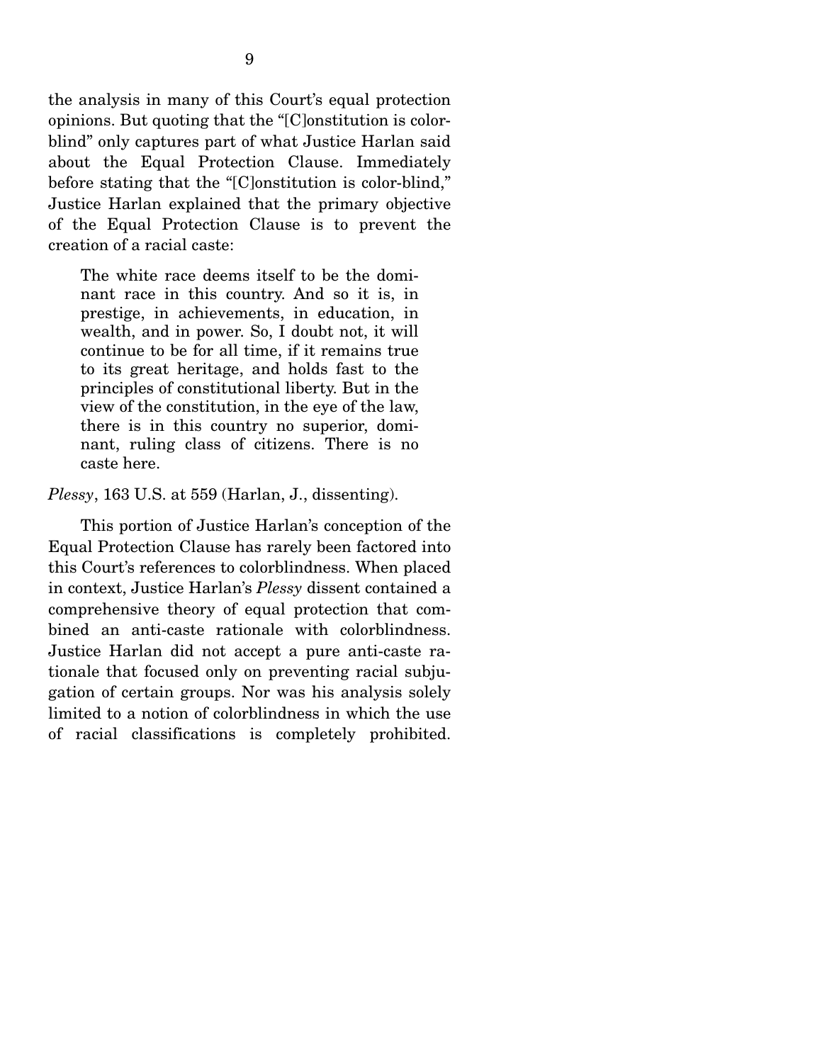the analysis in many of this Court's equal protection opinions. But quoting that the "[C]onstitution is color-blind" only captures part of what Justice Harlan said about the Equal Protection Clause. Immediately before stating that the "[C]onstitution is color-blind," Justice Harlan explained that the primary objective of the Equal Protection Clause is to prevent the creation of a racial caste:

> The white race deems itself to be the dominant race in this country. And so it is, in prestige, in achievements, in education, in wealth, and in power. So, I doubt not, it will continue to be for all time, if it remains true to its great heritage, and holds fast to the principles of constitutional liberty. But in the view of the constitution, in the eye of the law, there is in this country no superior, dominant, ruling class of citizens. There is no caste here.

*Plessy*, 163 U.S. at 559 (Harlan, J., dissenting).

This portion of Justice Harlan's conception of the Equal Protection Clause has rarely been factored into this Court's references to colorblindness. When placed in context, Justice Harlan's *Plessy* dissent contained a comprehensive theory of equal protection that combined an anti-caste rationale with colorblindness. Justice Harlan did not accept a pure anti-caste rationale that focused only on preventing racial subjugation of certain groups. Nor was his analysis solely limited to a notion of colorblindness in which the use of racial classifications is completely prohibited.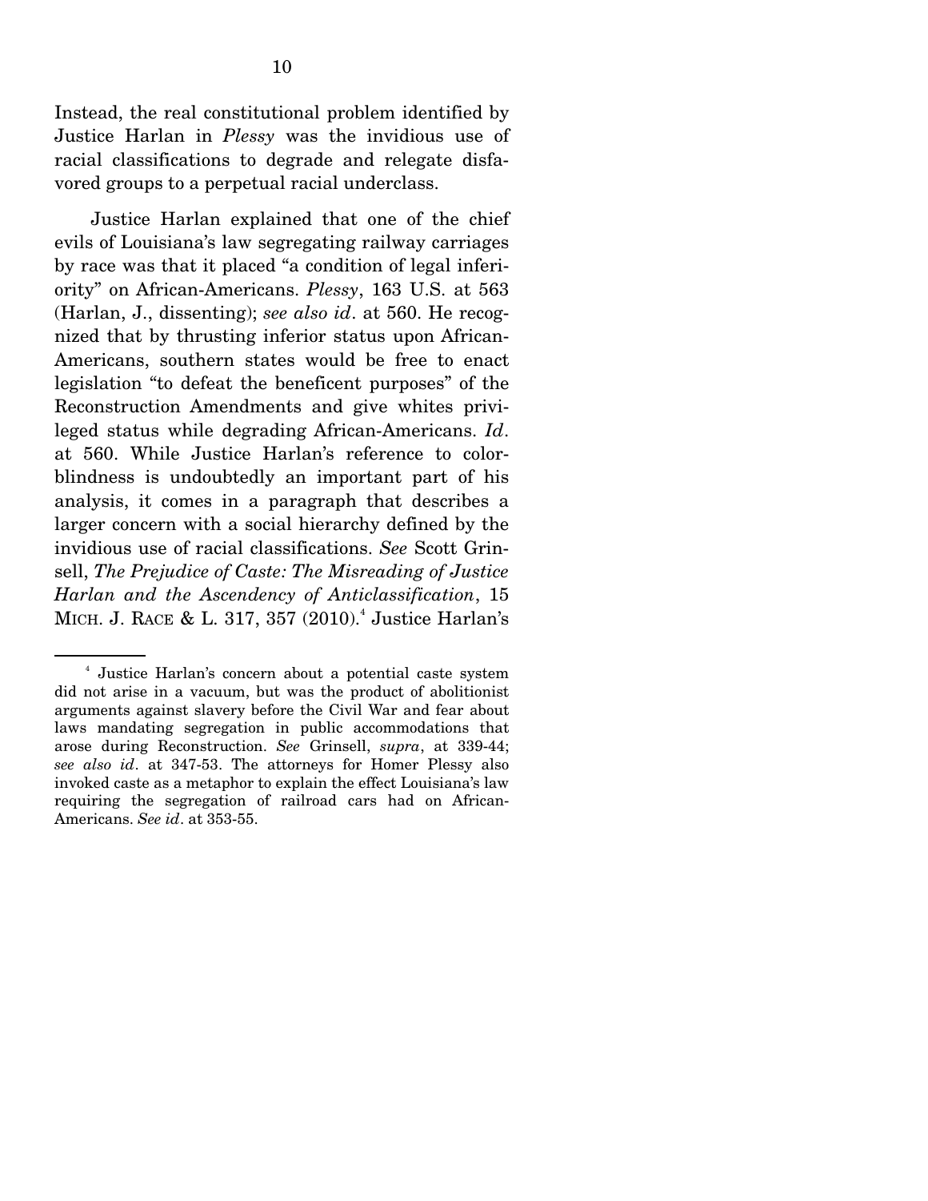Instead, the real constitutional problem identified by Justice Harlan in *Plessy* was the invidious use of racial classifications to degrade and relegate disfavored groups to a perpetual racial underclass.

Justice Harlan explained that one of the chief evils of Louisiana's law segregating railway carriages by race was that it placed "a condition of legal inferiority" on African-Americans. *Plessy*, 163 U.S. at 563 (Harlan, J., dissenting); *see also id*. at 560. He recognized that by thrusting inferior status upon African-Americans, southern states would be free to enact legislation "to defeat the beneficent purposes" of the Reconstruction Amendments and give whites privileged status while degrading African-Americans. *Id*. at 560. While Justice Harlan's reference to colorblindness is undoubtedly an important part of his analysis, it comes in a paragraph that describes a larger concern with a social hierarchy defined by the invidious use of racial classifications. *See* Scott Grinsell, *The Prejudice of Caste: The Misreading of Justice Harlan and the Ascendency of Anticlassification*, 15 MICH. J. RACE & L. 317, 357 (2010).[4] Justice Harlan's

[4] Justice Harlan's concern about a potential caste system did not arise in a vacuum, but was the product of abolitionist arguments against slavery before the Civil War and fear about laws mandating segregation in public accommodations that arose during Reconstruction. *See* Grinsell, *supra*, at 339-44; *see also id*. at 347-53. The attorneys for Homer Plessy also invoked caste as a metaphor to explain the effect Louisiana's law requiring the segregation of railroad cars had on African-Americans. *See id*. at 353-55.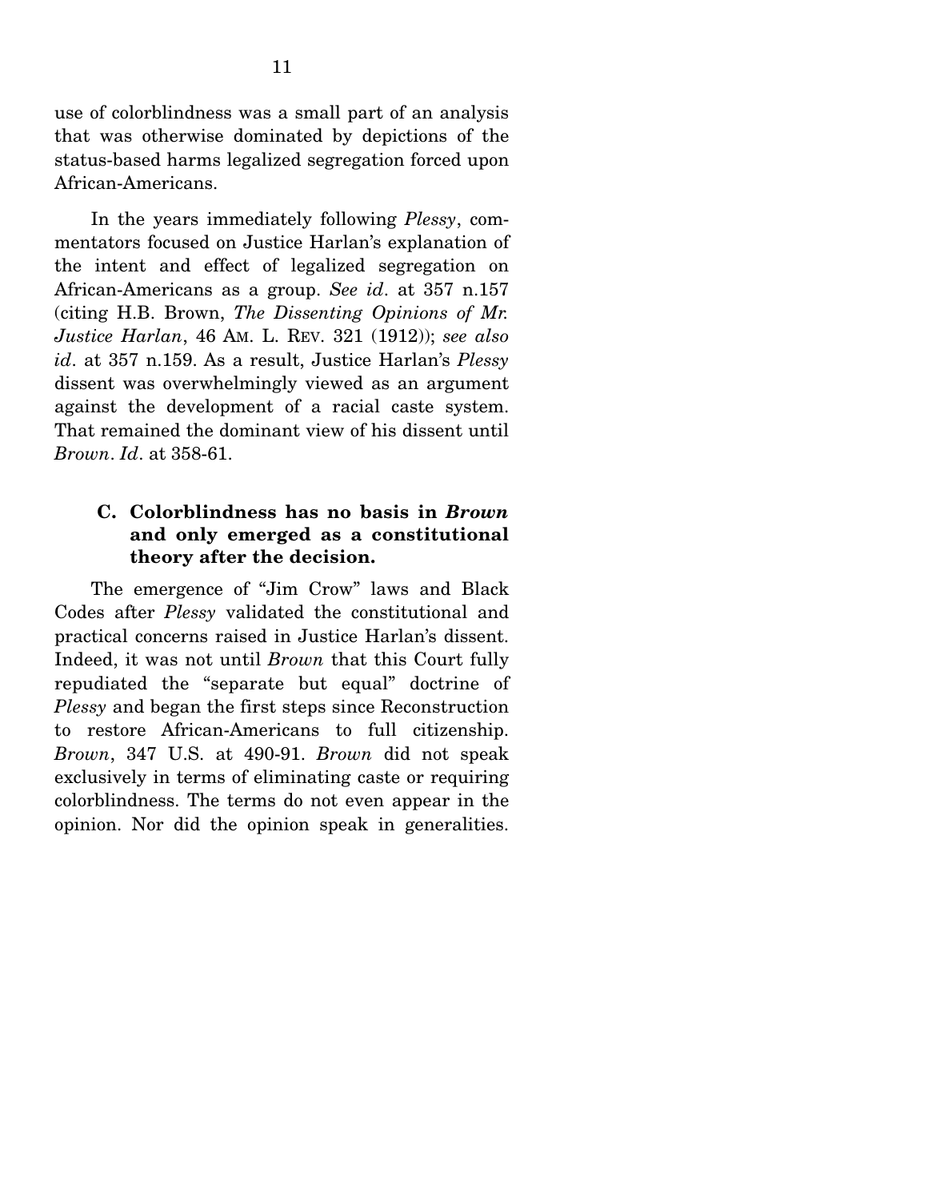use of colorblindness was a small part of an analysis that was otherwise dominated by depictions of the status-based harms legalized segregation forced upon African-Americans.

In the years immediately following *Plessy*, commentators focused on Justice Harlan's explanation of the intent and effect of legalized segregation on African-Americans as a group. *See id*. at 357 n.157 (citing H.B. Brown, *The Dissenting Opinions of Mr. Justice Harlan*, 46 AM. L. REV. 321 (1912)); *see also id*. at 357 n.159. As a result, Justice Harlan's *Plessy* dissent was overwhelmingly viewed as an argument against the development of a racial caste system. That remained the dominant view of his dissent until *Brown*. *Id*. at 358-61.

### C. Colorblindness has no basis in *Brown* and only emerged as a constitutional theory after the decision.

The emergence of "Jim Crow" laws and Black Codes after *Plessy* validated the constitutional and practical concerns raised in Justice Harlan's dissent. Indeed, it was not until *Brown* that this Court fully repudiated the "separate but equal" doctrine of *Plessy* and began the first steps since Reconstruction to restore African-Americans to full citizenship. *Brown*, 347 U.S. at 490-91. *Brown* did not speak exclusively in terms of eliminating caste or requiring colorblindness. The terms do not even appear in the opinion. Nor did the opinion speak in generalities.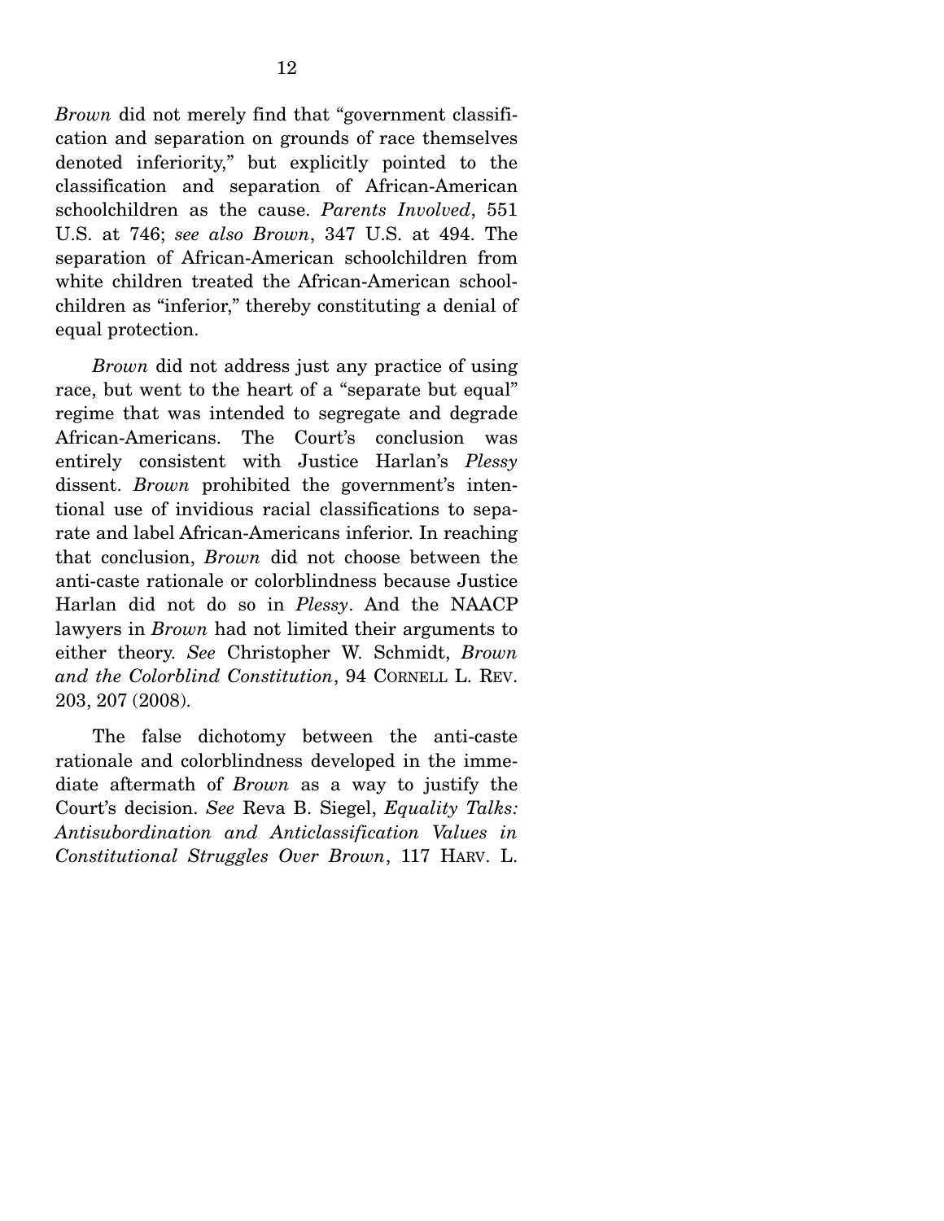*Brown* did not merely find that "government classification and separation on grounds of race themselves denoted inferiority," but explicitly pointed to the classification and separation of African-American schoolchildren as the cause. *Parents Involved*, 551 U.S. at 746; *see also Brown*, 347 U.S. at 494. The separation of African-American schoolchildren from white children treated the African-American schoolchildren as "inferior," thereby constituting a denial of equal protection.

*Brown* did not address just any practice of using race, but went to the heart of a "separate but equal" regime that was intended to segregate and degrade African-Americans. The Court's conclusion was entirely consistent with Justice Harlan's *Plessy* dissent. *Brown* prohibited the government's intentional use of invidious racial classifications to separate and label African-Americans inferior. In reaching that conclusion, *Brown* did not choose between the anti-caste rationale or colorblindness because Justice Harlan did not do so in *Plessy*. And the NAACP lawyers in *Brown* had not limited their arguments to either theory. *See* Christopher W. Schmidt, *Brown and the Colorblind Constitution*, 94 CORNELL L. REV. 203, 207 (2008).

The false dichotomy between the anti-caste rationale and colorblindness developed in the immediate aftermath of *Brown* as a way to justify the Court's decision. *See* Reva B. Siegel, *Equality Talks: Antisubordination and Anticlassification Values in Constitutional Struggles Over Brown*, 117 HARV. L.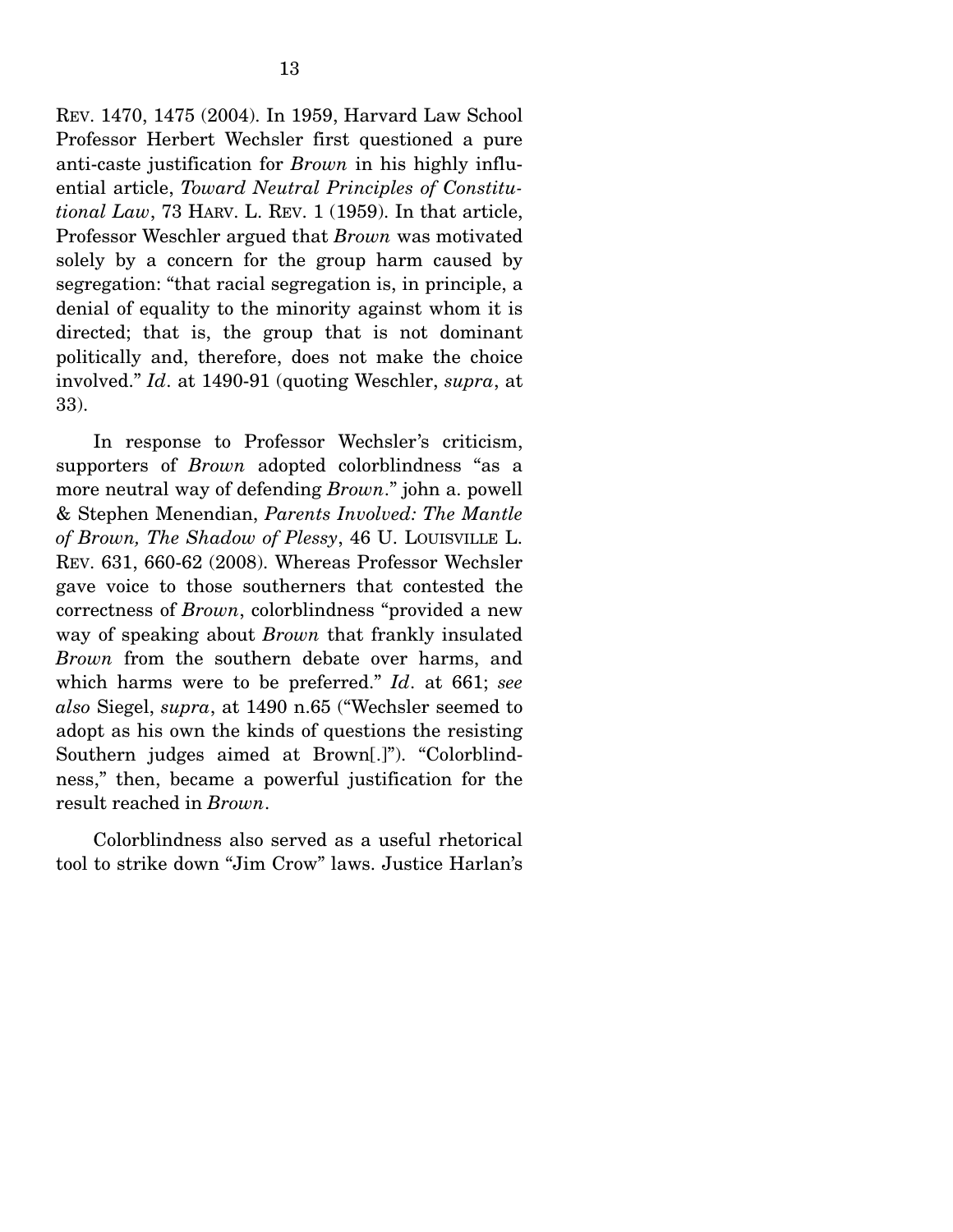REV. 1470, 1475 (2004). In 1959, Harvard Law School Professor Herbert Wechsler first questioned a pure anti-caste justification for *Brown* in his highly influential article, *Toward Neutral Principles of Constitutional Law*, 73 HARV. L. REV. 1 (1959). In that article, Professor Weschler argued that *Brown* was motivated solely by a concern for the group harm caused by segregation: "that racial segregation is, in principle, a denial of equality to the minority against whom it is directed; that is, the group that is not dominant politically and, therefore, does not make the choice involved." *Id*. at 1490-91 (quoting Weschler, *supra*, at 33).

In response to Professor Wechsler's criticism, supporters of *Brown* adopted colorblindness "as a more neutral way of defending *Brown*." john a. powell & Stephen Menendian, *Parents Involved: The Mantle of Brown, The Shadow of Plessy*, 46 U. LOUISVILLE L. REV. 631, 660-62 (2008). Whereas Professor Wechsler gave voice to those southerners that contested the correctness of *Brown*, colorblindness "provided a new way of speaking about *Brown* that frankly insulated *Brown* from the southern debate over harms, and which harms were to be preferred." *Id*. at 661; *see also* Siegel, *supra*, at 1490 n.65 ("Wechsler seemed to adopt as his own the kinds of questions the resisting Southern judges aimed at Brown[.]"). "Colorblindness," then, became a powerful justification for the result reached in *Brown*.

Colorblindness also served as a useful rhetorical tool to strike down "Jim Crow" laws. Justice Harlan's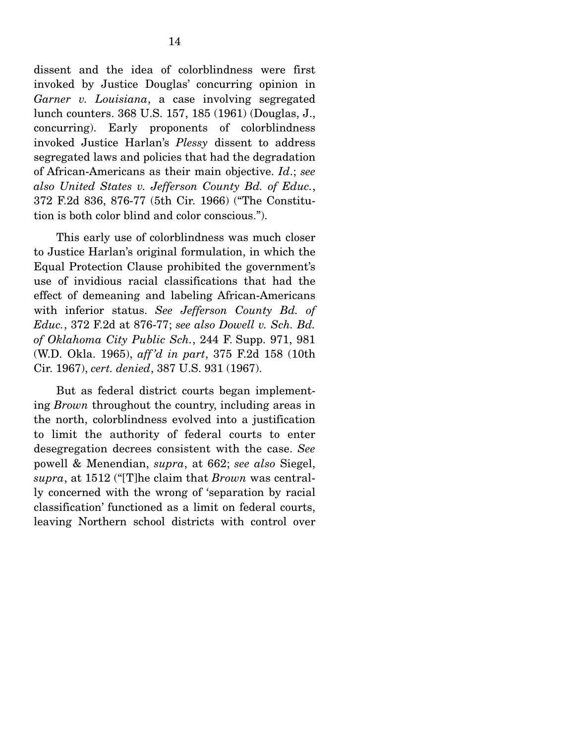dissent and the idea of colorblindness were first invoked by Justice Douglas' concurring opinion in *Garner v. Louisiana*, a case involving segregated lunch counters. 368 U.S. 157, 185 (1961) (Douglas, J., concurring). Early proponents of colorblindness invoked Justice Harlan's *Plessy* dissent to address segregated laws and policies that had the degradation of African-Americans as their main objective. *Id*.; *see also United States v. Jefferson County Bd. of Educ.*, 372 F.2d 836, 876-77 (5th Cir. 1966) ("The Constitution is both color blind and color conscious.").

This early use of colorblindness was much closer to Justice Harlan's original formulation, in which the Equal Protection Clause prohibited the government's use of invidious racial classifications that had the effect of demeaning and labeling African-Americans with inferior status. *See Jefferson County Bd. of Educ.*, 372 F.2d at 876-77; *see also Dowell v. Sch. Bd. of Oklahoma City Public Sch.*, 244 F. Supp. 971, 981 (W.D. Okla. 1965), *aff'd in part*, 375 F.2d 158 (10th Cir. 1967), *cert. denied*, 387 U.S. 931 (1967).

But as federal district courts began implementing *Brown* throughout the country, including areas in the north, colorblindness evolved into a justification to limit the authority of federal courts to enter desegregation decrees consistent with the case. *See* powell & Menendian, *supra*, at 662; *see also* Siegel, *supra*, at 1512 ("[T]he claim that *Brown* was centrally concerned with the wrong of 'separation by racial classification' functioned as a limit on federal courts, leaving Northern school districts with control over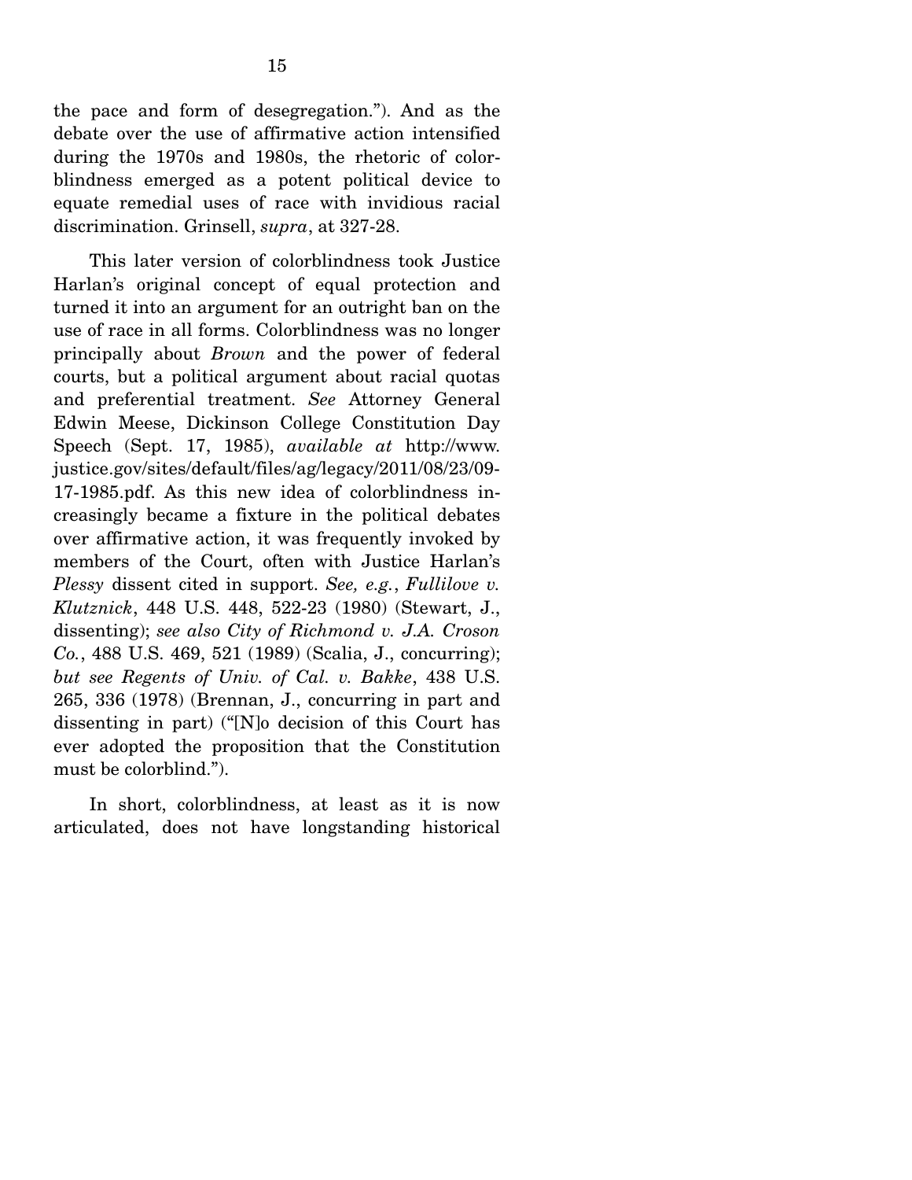the pace and form of desegregation."). And as the debate over the use of affirmative action intensified during the 1970s and 1980s, the rhetoric of colorblindness emerged as a potent political device to equate remedial uses of race with invidious racial discrimination. Grinsell, *supra*, at 327-28.

This later version of colorblindness took Justice Harlan's original concept of equal protection and turned it into an argument for an outright ban on the use of race in all forms. Colorblindness was no longer principally about *Brown* and the power of federal courts, but a political argument about racial quotas and preferential treatment. *See* Attorney General Edwin Meese, Dickinson College Constitution Day Speech (Sept. 17, 1985), *available at* http://www.justice.gov/sites/default/files/ag/legacy/2011/08/23/09-17-1985.pdf. As this new idea of colorblindness increasingly became a fixture in the political debates over affirmative action, it was frequently invoked by members of the Court, often with Justice Harlan's *Plessy* dissent cited in support. *See, e.g.*, *Fullilove v. Klutznick*, 448 U.S. 448, 522-23 (1980) (Stewart, J., dissenting); *see also City of Richmond v. J.A. Croson Co.*, 488 U.S. 469, 521 (1989) (Scalia, J., concurring); *but see Regents of Univ. of Cal. v. Bakke*, 438 U.S. 265, 336 (1978) (Brennan, J., concurring in part and dissenting in part) ("[N]o decision of this Court has ever adopted the proposition that the Constitution must be colorblind.").

In short, colorblindness, at least as it is now articulated, does not have longstanding historical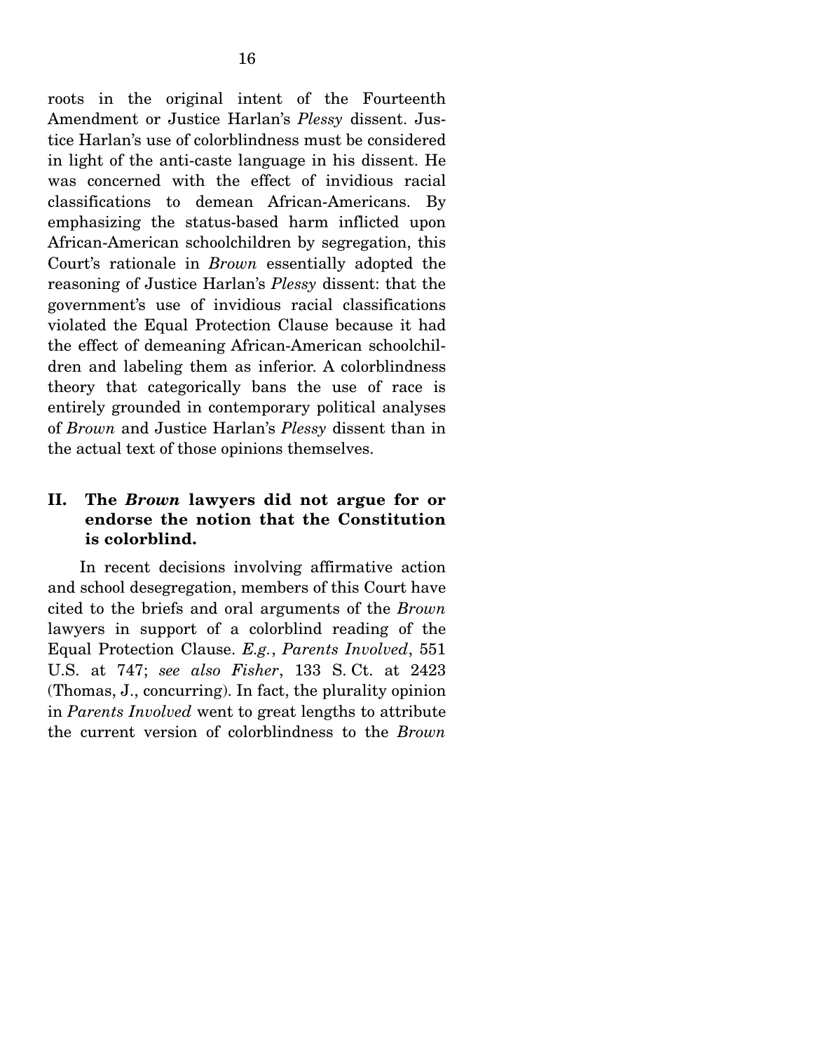roots in the original intent of the Fourteenth Amendment or Justice Harlan's *Plessy* dissent. Justice Harlan's use of colorblindness must be considered in light of the anti-caste language in his dissent. He was concerned with the effect of invidious racial classifications to demean African-Americans. By emphasizing the status-based harm inflicted upon African-American schoolchildren by segregation, this Court's rationale in *Brown* essentially adopted the reasoning of Justice Harlan's *Plessy* dissent: that the government's use of invidious racial classifications violated the Equal Protection Clause because it had the effect of demeaning African-American schoolchildren and labeling them as inferior. A colorblindness theory that categorically bans the use of race is entirely grounded in contemporary political analyses of *Brown* and Justice Harlan's *Plessy* dissent than in the actual text of those opinions themselves.

## II. The *Brown* lawyers did not argue for or endorse the notion that the Constitution is colorblind.

In recent decisions involving affirmative action and school desegregation, members of this Court have cited to the briefs and oral arguments of the *Brown* lawyers in support of a colorblind reading of the Equal Protection Clause. *E.g.*, *Parents Involved*, 551 U.S. at 747; *see also Fisher*, 133 S. Ct. at 2423 (Thomas, J., concurring). In fact, the plurality opinion in *Parents Involved* went to great lengths to attribute the current version of colorblindness to the *Brown*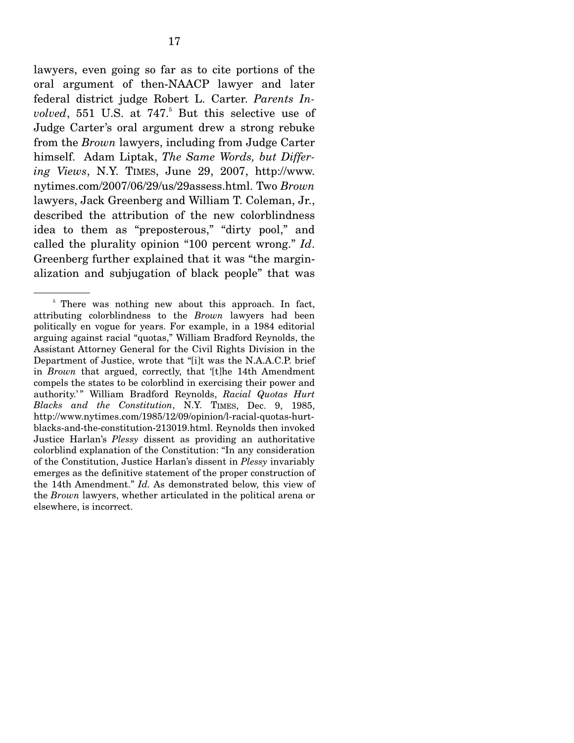lawyers, even going so far as to cite portions of the oral argument of then-NAACP lawyer and later federal district judge Robert L. Carter. *Parents Involved*, 551 U.S. at 747.[5] But this selective use of Judge Carter's oral argument drew a strong rebuke from the *Brown* lawyers, including from Judge Carter himself. Adam Liptak, *The Same Words, but Differing Views*, N.Y. TIMES, June 29, 2007, http://www.nytimes.com/2007/06/29/us/29assess.html. Two *Brown* lawyers, Jack Greenberg and William T. Coleman, Jr., described the attribution of the new colorblindness idea to them as "preposterous," "dirty pool," and called the plurality opinion "100 percent wrong." *Id*. Greenberg further explained that it was "the marginalization and subjugation of black people" that was

---

[5] There was nothing new about this approach. In fact, attributing colorblindness to the *Brown* lawyers had been politically en vogue for years. For example, in a 1984 editorial arguing against racial "quotas," William Bradford Reynolds, the Assistant Attorney General for the Civil Rights Division in the Department of Justice, wrote that "[i]t was the N.A.A.C.P. brief in *Brown* that argued, correctly, that '[t]he 14th Amendment compels the states to be colorblind in exercising their power and authority.'" William Bradford Reynolds, *Racial Quotas Hurt Blacks and the Constitution*, N.Y. TIMES, Dec. 9, 1985, http://www.nytimes.com/1985/12/09/opinion/l-racial-quotas-hurt-blacks-and-the-constitution-213019.html. Reynolds then invoked Justice Harlan's *Plessy* dissent as providing an authoritative colorblind explanation of the Constitution: "In any consideration of the Constitution, Justice Harlan's dissent in *Plessy* invariably emerges as the definitive statement of the proper construction of the 14th Amendment." *Id.* As demonstrated below, this view of the *Brown* lawyers, whether articulated in the political arena or elsewhere, is incorrect.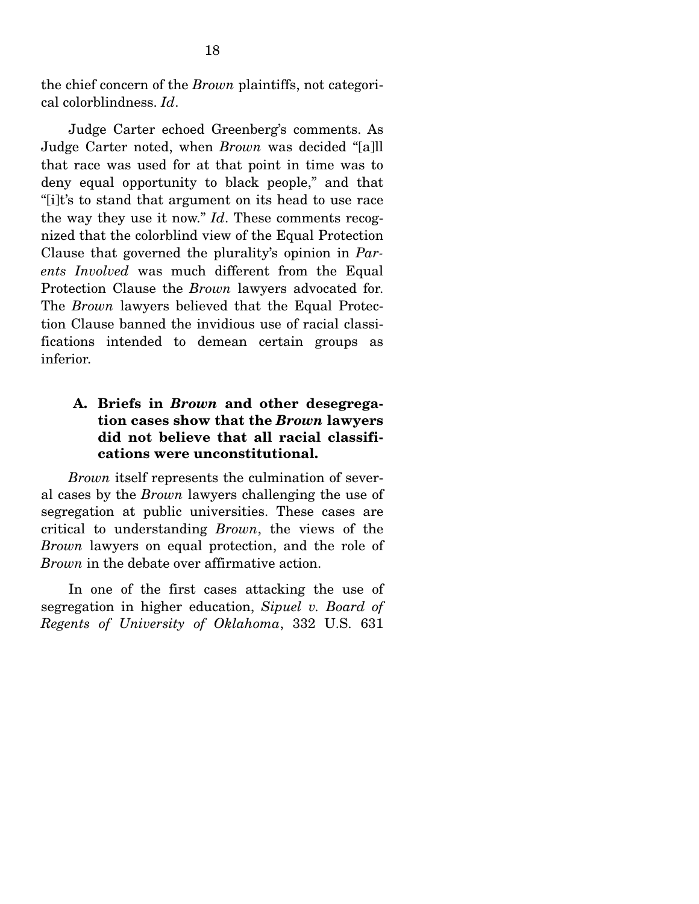the chief concern of the *Brown* plaintiffs, not categorical colorblindness. *Id*.

Judge Carter echoed Greenberg's comments. As Judge Carter noted, when *Brown* was decided "[a]ll that race was used for at that point in time was to deny equal opportunity to black people," and that "[i]t's to stand that argument on its head to use race the way they use it now." *Id*. These comments recognized that the colorblind view of the Equal Protection Clause that governed the plurality's opinion in *Parents Involved* was much different from the Equal Protection Clause the *Brown* lawyers advocated for. The *Brown* lawyers believed that the Equal Protection Clause banned the invidious use of racial classifications intended to demean certain groups as inferior.

### A. Briefs in *Brown* and other desegregation cases show that the *Brown* lawyers did not believe that all racial classifications were unconstitutional.

*Brown* itself represents the culmination of several cases by the *Brown* lawyers challenging the use of segregation at public universities. These cases are critical to understanding *Brown*, the views of the *Brown* lawyers on equal protection, and the role of *Brown* in the debate over affirmative action.

In one of the first cases attacking the use of segregation in higher education, *Sipuel v. Board of Regents of University of Oklahoma*, 332 U.S. 631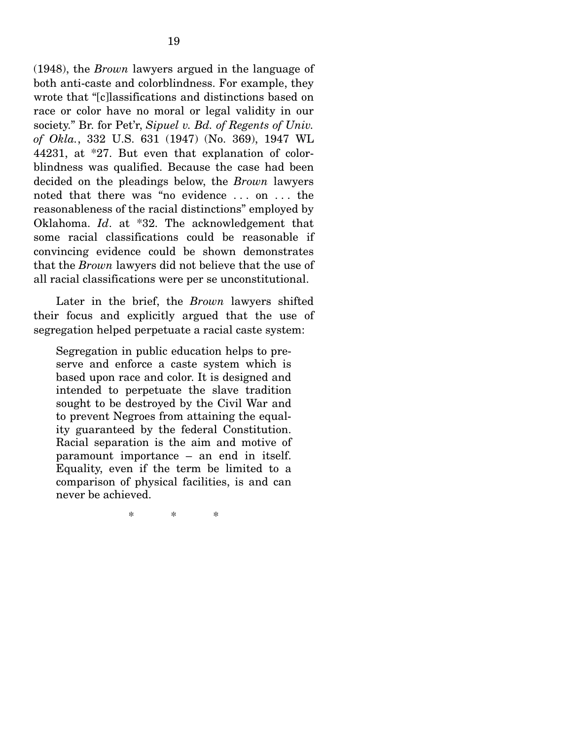(1948), the *Brown* lawyers argued in the language of both anti-caste and colorblindness. For example, they wrote that "[c]lassifications and distinctions based on race or color have no moral or legal validity in our society." Br. for Pet'r, *Sipuel v. Bd. of Regents of Univ. of Okla.*, 332 U.S. 631 (1947) (No. 369), 1947 WL 44231, at *27. But even that explanation of colorblindness was qualified. Because the case had been decided on the pleadings below, the *Brown* lawyers noted that there was "no evidence . . . on . . . the reasonableness of the racial distinctions" employed by Oklahoma. *Id*. at *32. The acknowledgement that some racial classifications could be reasonable if convincing evidence could be shown demonstrates that the *Brown* lawyers did not believe that the use of all racial classifications were per se unconstitutional.

Later in the brief, the *Brown* lawyers shifted their focus and explicitly argued that the use of segregation helped perpetuate a racial caste system:

> Segregation in public education helps to preserve and enforce a caste system which is based upon race and color. It is designed and intended to perpetuate the slave tradition sought to be destroyed by the Civil War and to prevent Negroes from attaining the equality guaranteed by the federal Constitution. Racial separation is the aim and motive of paramount importance – an end in itself. Equality, even if the term be limited to a comparison of physical facilities, is and can never be achieved.
>
> \* \* \*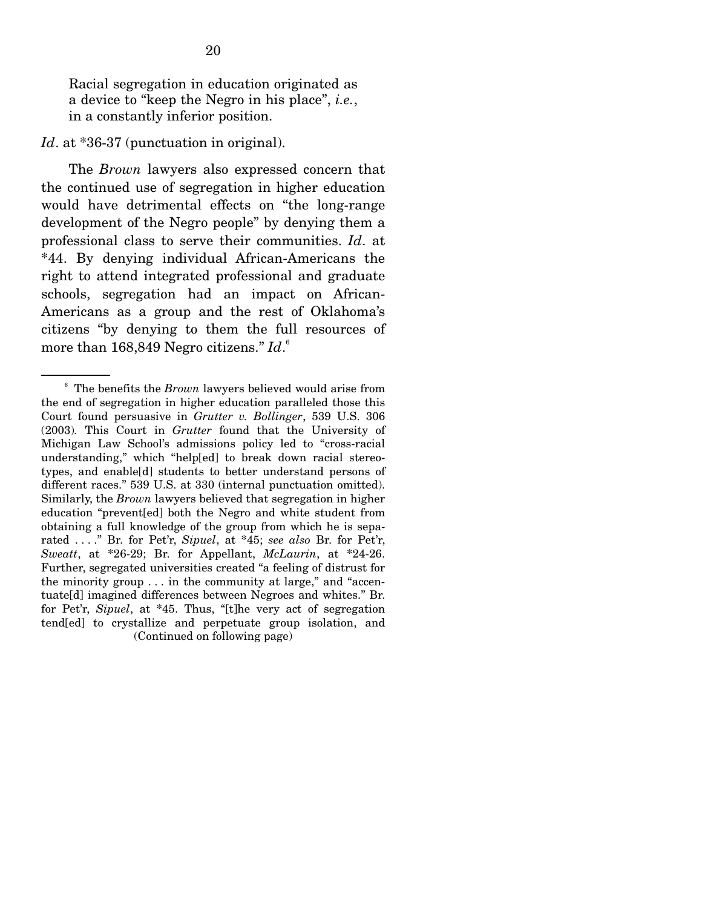> Racial segregation in education originated as a device to "keep the Negro in his place", *i.e.*, in a constantly inferior position.

*Id*. at *36-37 (punctuation in original).

The *Brown* lawyers also expressed concern that the continued use of segregation in higher education would have detrimental effects on "the long-range development of the Negro people" by denying them a professional class to serve their communities. *Id*. at *44. By denying individual African-Americans the right to attend integrated professional and graduate schools, segregation had an impact on African-Americans as a group and the rest of Oklahoma's citizens "by denying to them the full resources of more than 168,849 Negro citizens." *Id*.[6]

---

[6] The benefits the *Brown* lawyers believed would arise from the end of segregation in higher education paralleled those this Court found persuasive in *Grutter v. Bollinger*, 539 U.S. 306 (2003). This Court in *Grutter* found that the University of Michigan Law School's admissions policy led to "cross-racial understanding," which "help[ed] to break down racial stereotypes, and enable[d] students to better understand persons of different races." 539 U.S. at 330 (internal punctuation omitted). Similarly, the *Brown* lawyers believed that segregation in higher education "prevent[ed] both the Negro and white student from obtaining a full knowledge of the group from which he is separated . . . ." Br. for Pet'r, *Sipuel*, at *45; *see also* Br. for Pet'r, *Sweatt*, at *26-29; Br. for Appellant, *McLaurin*, at *24-26. Further, segregated universities created "a feeling of distrust for the minority group . . . in the community at large," and "accentuate[d] imagined differences between Negroes and whites." Br. for Pet'r, *Sipuel*, at *45. Thus, "[t]he very act of segregation tend[ed] to crystallize and perpetuate group isolation, and

(Continued on following page)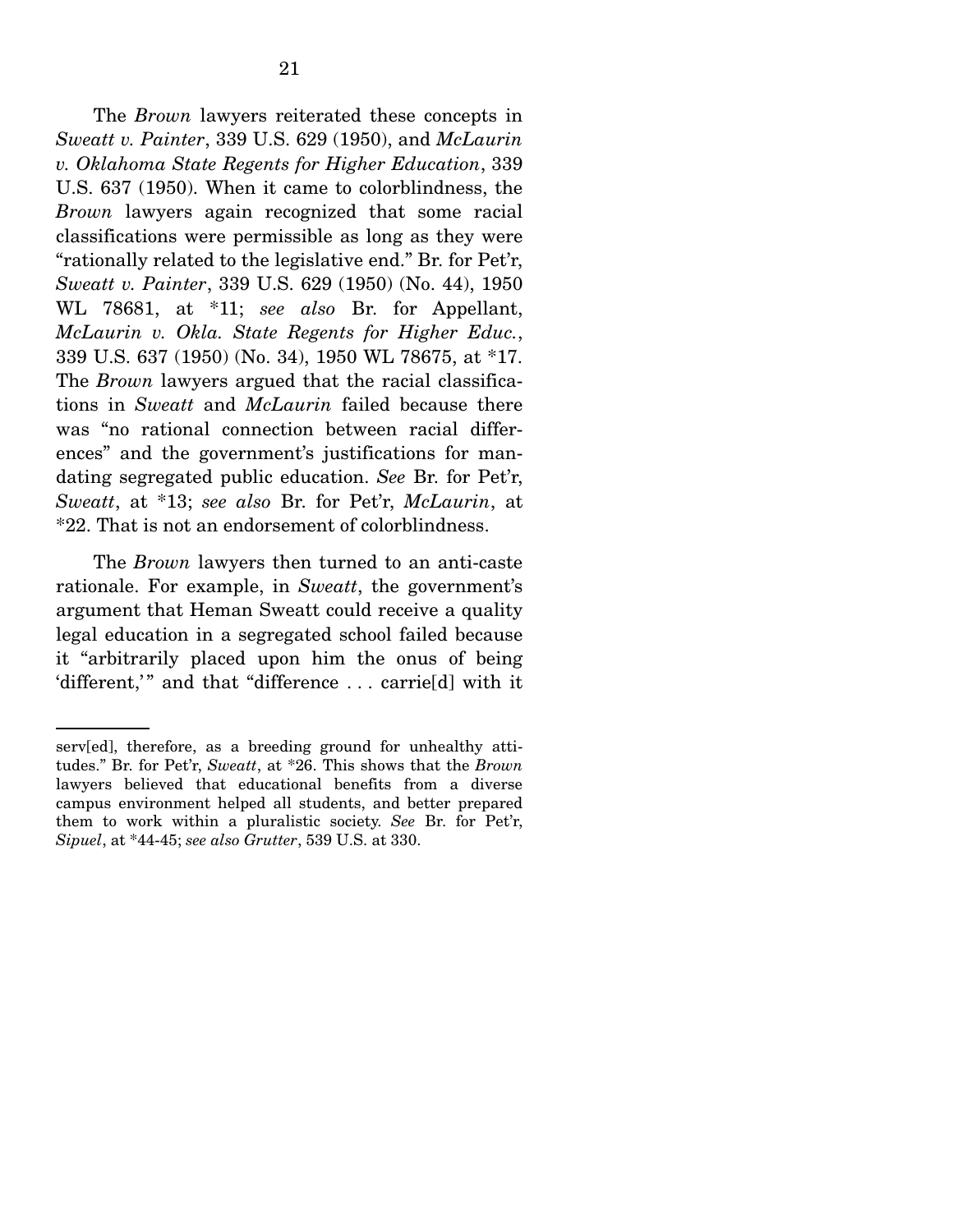The *Brown* lawyers reiterated these concepts in *Sweatt v. Painter*, 339 U.S. 629 (1950), and *McLaurin v. Oklahoma State Regents for Higher Education*, 339 U.S. 637 (1950). When it came to colorblindness, the *Brown* lawyers again recognized that some racial classifications were permissible as long as they were "rationally related to the legislative end." Br. for Pet'r, *Sweatt v. Painter*, 339 U.S. 629 (1950) (No. 44), 1950 WL 78681, at *11; *see also* Br. for Appellant, *McLaurin v. Okla. State Regents for Higher Educ.*, 339 U.S. 637 (1950) (No. 34), 1950 WL 78675, at *17. The *Brown* lawyers argued that the racial classifications in *Sweatt* and *McLaurin* failed because there was "no rational connection between racial differences" and the government's justifications for mandating segregated public education. *See* Br. for Pet'r, *Sweatt*, at *13; *see also* Br. for Pet'r, *McLaurin*, at *22. That is not an endorsement of colorblindness.

The *Brown* lawyers then turned to an anti-caste rationale. For example, in *Sweatt*, the government's argument that Heman Sweatt could receive a quality legal education in a segregated school failed because it "arbitrarily placed upon him the onus of being 'different,'" and that "difference . . . carrie[d] with it

---

serv[ed], therefore, as a breeding ground for unhealthy attitudes." Br. for Pet'r, *Sweatt*, at *26. This shows that the *Brown* lawyers believed that educational benefits from a diverse campus environment helped all students, and better prepared them to work within a pluralistic society. *See* Br. for Pet'r, *Sipuel*, at *44-45; *see also Grutter*, 539 U.S. at 330.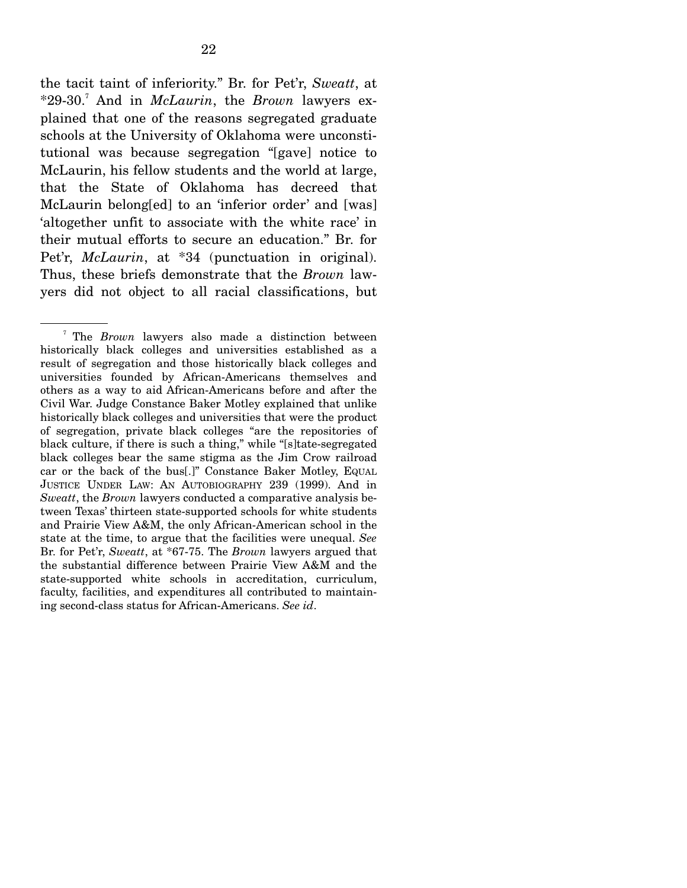the tacit taint of inferiority." Br. for Pet'r, *Sweatt*, at *29-30.[7] And in *McLaurin*, the *Brown* lawyers explained that one of the reasons segregated graduate schools at the University of Oklahoma were unconstitutional was because segregation "[gave] notice to McLaurin, his fellow students and the world at large, that the State of Oklahoma has decreed that McLaurin belong[ed] to an 'inferior order' and [was] 'altogether unfit to associate with the white race' in their mutual efforts to secure an education." Br. for Pet'r, *McLaurin*, at *34 (punctuation in original). Thus, these briefs demonstrate that the *Brown* lawyers did not object to all racial classifications, but

---

[7] The *Brown* lawyers also made a distinction between historically black colleges and universities established as a result of segregation and those historically black colleges and universities founded by African-Americans themselves and others as a way to aid African-Americans before and after the Civil War. Judge Constance Baker Motley explained that unlike historically black colleges and universities that were the product of segregation, private black colleges "are the repositories of black culture, if there is such a thing," while "[s]tate-segregated black colleges bear the same stigma as the Jim Crow railroad car or the back of the bus[.]" Constance Baker Motley, EQUAL JUSTICE UNDER LAW: AN AUTOBIOGRAPHY 239 (1999). And in *Sweatt*, the *Brown* lawyers conducted a comparative analysis between Texas' thirteen state-supported schools for white students and Prairie View A&M, the only African-American school in the state at the time, to argue that the facilities were unequal. *See* Br. for Pet'r, *Sweatt*, at *67-75. The *Brown* lawyers argued that the substantial difference between Prairie View A&M and the state-supported white schools in accreditation, curriculum, faculty, facilities, and expenditures all contributed to maintaining second-class status for African-Americans. *See id*.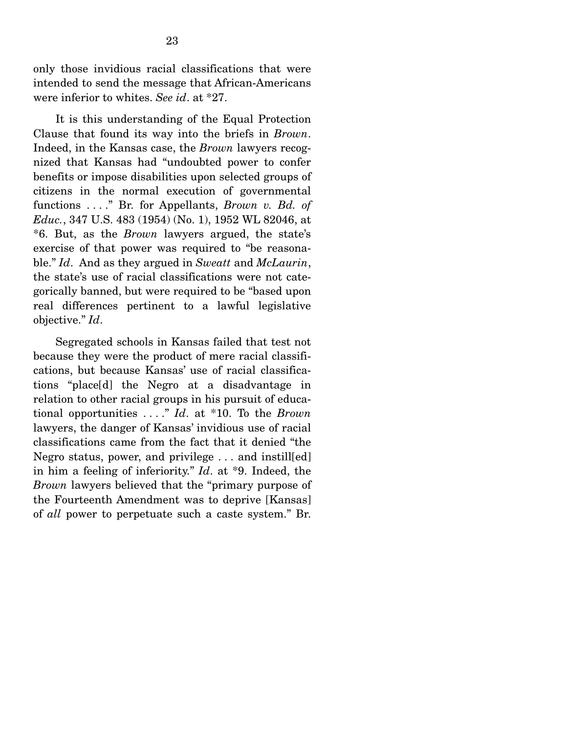only those invidious racial classifications that were intended to send the message that African-Americans were inferior to whites. *See id*. at *27.

It is this understanding of the Equal Protection Clause that found its way into the briefs in *Brown*. Indeed, in the Kansas case, the *Brown* lawyers recognized that Kansas had "undoubted power to confer benefits or impose disabilities upon selected groups of citizens in the normal execution of governmental functions . . . ." Br. for Appellants, *Brown v. Bd. of Educ.*, 347 U.S. 483 (1954) (No. 1), 1952 WL 82046, at *6. But, as the *Brown* lawyers argued, the state's exercise of that power was required to "be reasonable." *Id*. And as they argued in *Sweatt* and *McLaurin*, the state's use of racial classifications were not categorically banned, but were required to be "based upon real differences pertinent to a lawful legislative objective." *Id*.

Segregated schools in Kansas failed that test not because they were the product of mere racial classifications, but because Kansas' use of racial classifications "place[d] the Negro at a disadvantage in relation to other racial groups in his pursuit of educational opportunities . . . ." *Id*. at *10. To the *Brown* lawyers, the danger of Kansas' invidious use of racial classifications came from the fact that it denied "the Negro status, power, and privilege . . . and instill[ed] in him a feeling of inferiority." *Id*. at *9. Indeed, the *Brown* lawyers believed that the "primary purpose of the Fourteenth Amendment was to deprive [Kansas] of *all* power to perpetuate such a caste system." Br.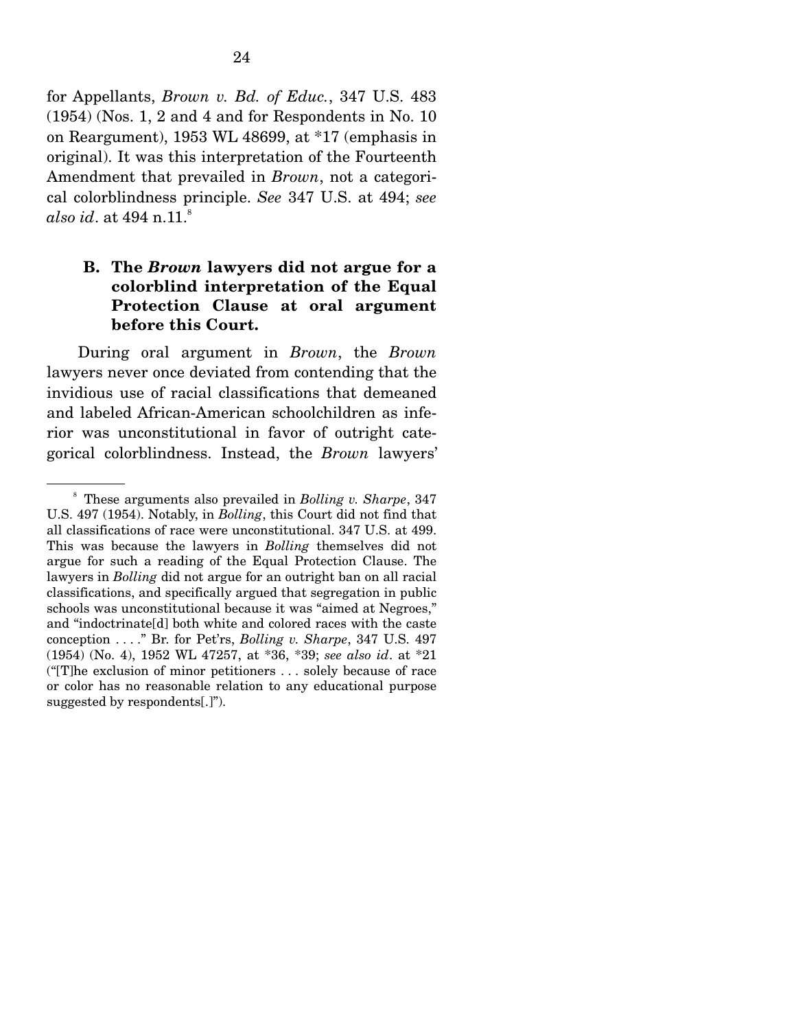for Appellants, *Brown v. Bd. of Educ.*, 347 U.S. 483 (1954) (Nos. 1, 2 and 4 and for Respondents in No. 10 on Reargument), 1953 WL 48699, at *17 (emphasis in original). It was this interpretation of the Fourteenth Amendment that prevailed in *Brown*, not a categorical colorblindness principle. *See* 347 U.S. at 494; *see also id*. at 494 n.11.[8]

### B. The *Brown* lawyers did not argue for a colorblind interpretation of the Equal Protection Clause at oral argument before this Court.

During oral argument in *Brown*, the *Brown* lawyers never once deviated from contending that the invidious use of racial classifications that demeaned and labeled African-American schoolchildren as inferior was unconstitutional in favor of outright categorical colorblindness. Instead, the *Brown* lawyers'

---

[8] These arguments also prevailed in *Bolling v. Sharpe*, 347 U.S. 497 (1954). Notably, in *Bolling*, this Court did not find that all classifications of race were unconstitutional. 347 U.S. at 499. This was because the lawyers in *Bolling* themselves did not argue for such a reading of the Equal Protection Clause. The lawyers in *Bolling* did not argue for an outright ban on all racial classifications, and specifically argued that segregation in public schools was unconstitutional because it was "aimed at Negroes," and "indoctrinate[d] both white and colored races with the caste conception . . . ." Br. for Pet'rs, *Bolling v. Sharpe*, 347 U.S. 497 (1954) (No. 4), 1952 WL 47257, at *36, *39; *see also id*. at *21 ("[T]he exclusion of minor petitioners . . . solely because of race or color has no reasonable relation to any educational purpose suggested by respondents[.]").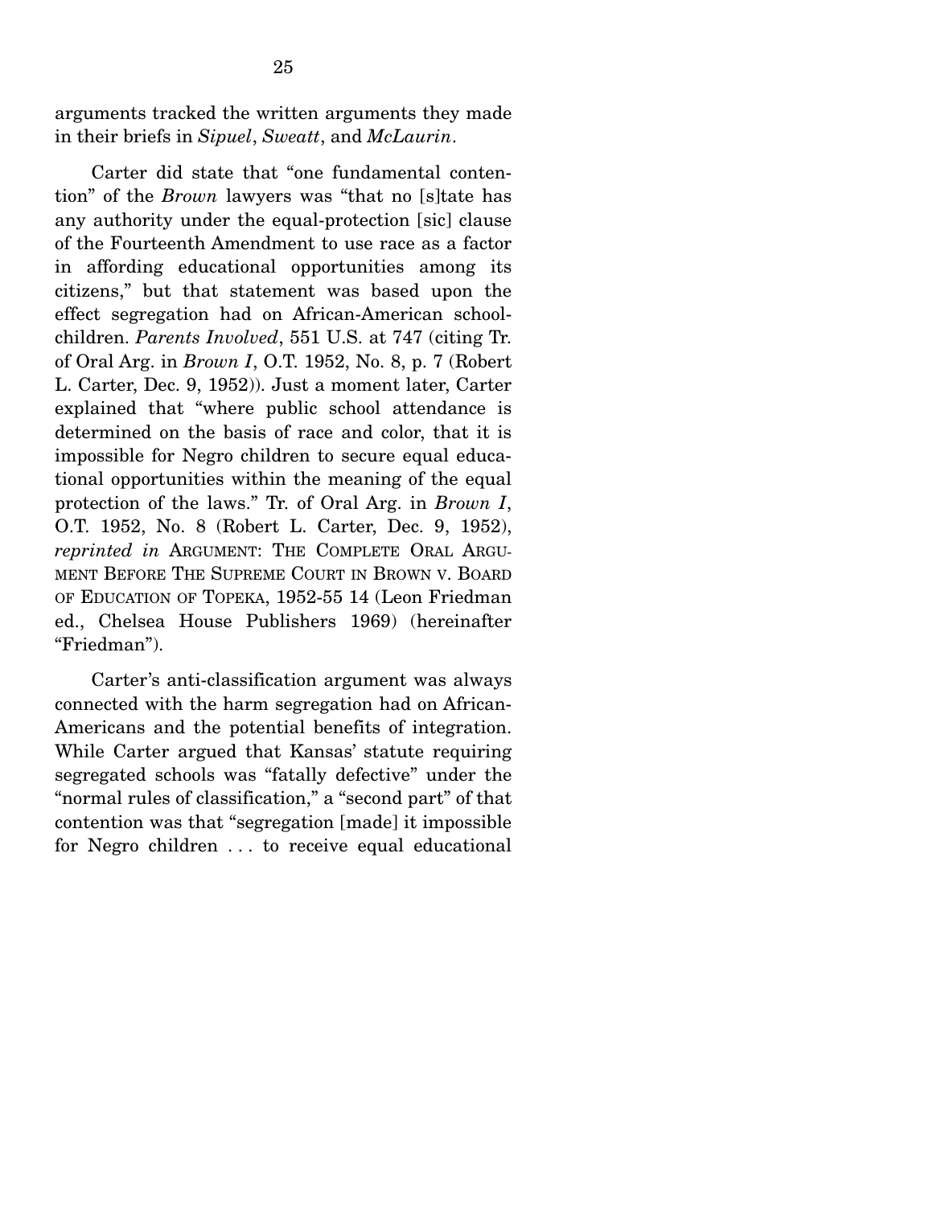arguments tracked the written arguments they made in their briefs in *Sipuel*, *Sweatt*, and *McLaurin*.

Carter did state that "one fundamental contention" of the *Brown* lawyers was "that no [s]tate has any authority under the equal-protection [sic] clause of the Fourteenth Amendment to use race as a factor in affording educational opportunities among its citizens," but that statement was based upon the effect segregation had on African-American schoolchildren. *Parents Involved*, 551 U.S. at 747 (citing Tr. of Oral Arg. in *Brown I*, O.T. 1952, No. 8, p. 7 (Robert L. Carter, Dec. 9, 1952)). Just a moment later, Carter explained that "where public school attendance is determined on the basis of race and color, that it is impossible for Negro children to secure equal educational opportunities within the meaning of the equal protection of the laws." Tr. of Oral Arg. in *Brown I*, O.T. 1952, No. 8 (Robert L. Carter, Dec. 9, 1952), *reprinted in* ARGUMENT: THE COMPLETE ORAL ARGUMENT BEFORE THE SUPREME COURT IN BROWN V. BOARD OF EDUCATION OF TOPEKA, 1952-55 14 (Leon Friedman ed., Chelsea House Publishers 1969) (hereinafter "Friedman").

Carter's anti-classification argument was always connected with the harm segregation had on African-Americans and the potential benefits of integration. While Carter argued that Kansas' statute requiring segregated schools was "fatally defective" under the "normal rules of classification," a "second part" of that contention was that "segregation [made] it impossible for Negro children . . . to receive equal educational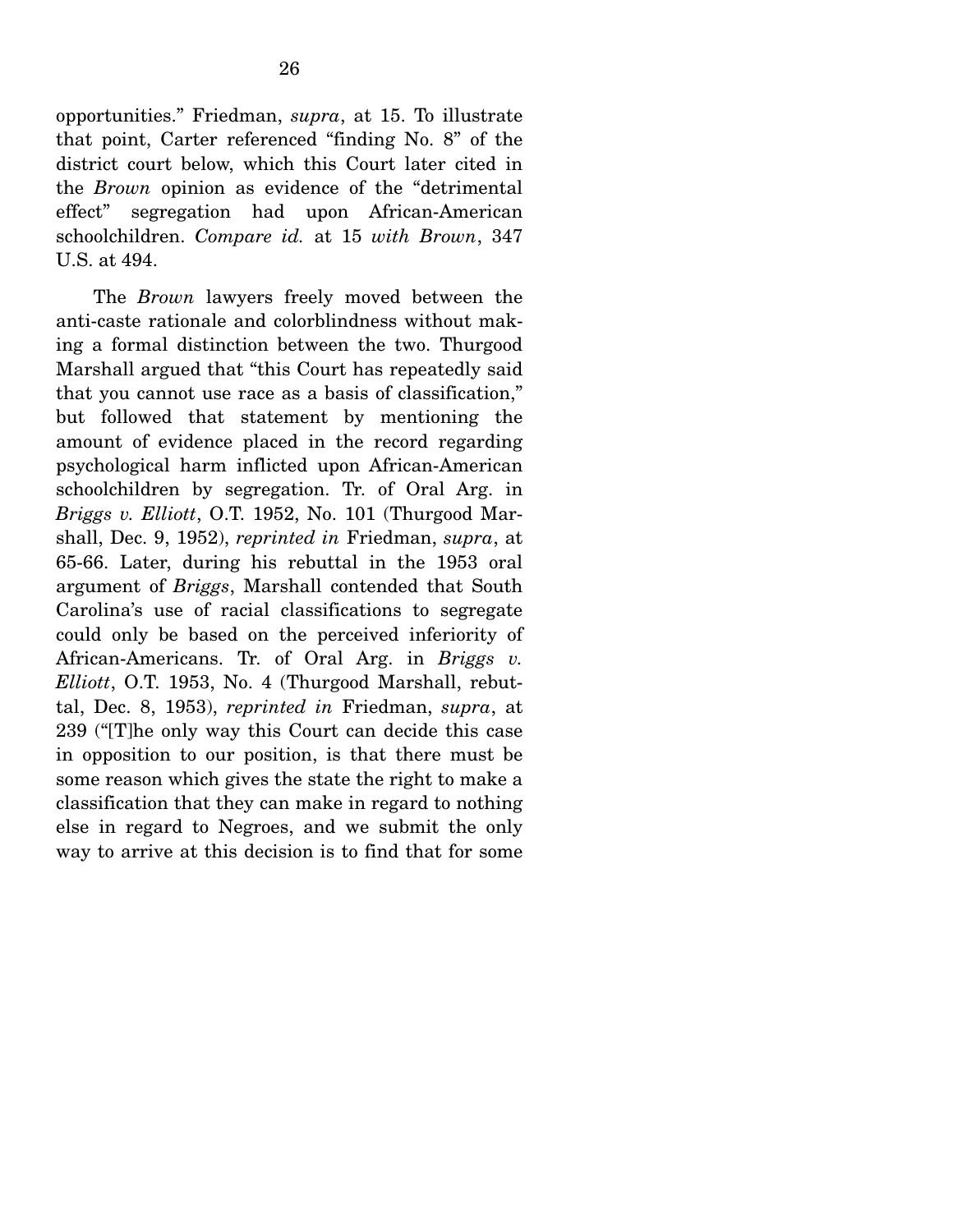opportunities." Friedman, *supra*, at 15. To illustrate that point, Carter referenced "finding No. 8" of the district court below, which this Court later cited in the *Brown* opinion as evidence of the "detrimental effect" segregation had upon African-American schoolchildren. *Compare id.* at 15 *with Brown*, 347 U.S. at 494.

The *Brown* lawyers freely moved between the anti-caste rationale and colorblindness without making a formal distinction between the two. Thurgood Marshall argued that "this Court has repeatedly said that you cannot use race as a basis of classification," but followed that statement by mentioning the amount of evidence placed in the record regarding psychological harm inflicted upon African-American schoolchildren by segregation. Tr. of Oral Arg. in *Briggs v. Elliott*, O.T. 1952, No. 101 (Thurgood Marshall, Dec. 9, 1952), *reprinted in* Friedman, *supra*, at 65-66. Later, during his rebuttal in the 1953 oral argument of *Briggs*, Marshall contended that South Carolina's use of racial classifications to segregate could only be based on the perceived inferiority of African-Americans. Tr. of Oral Arg. in *Briggs v. Elliott*, O.T. 1953, No. 4 (Thurgood Marshall, rebuttal, Dec. 8, 1953), *reprinted in* Friedman, *supra*, at 239 ("[T]he only way this Court can decide this case in opposition to our position, is that there must be some reason which gives the state the right to make a classification that they can make in regard to nothing else in regard to Negroes, and we submit the only way to arrive at this decision is to find that for some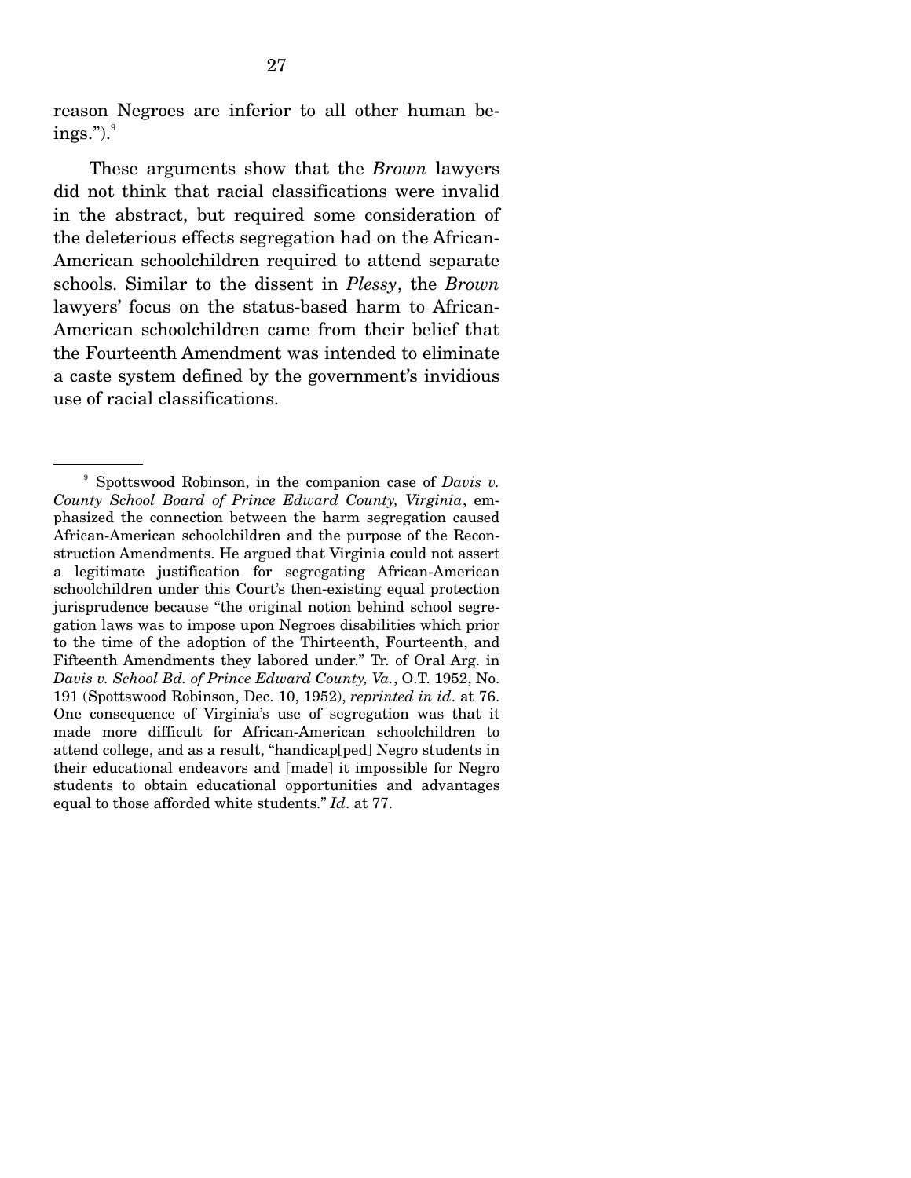reason Negroes are inferior to all other human beings.").[9]

These arguments show that the *Brown* lawyers did not think that racial classifications were invalid in the abstract, but required some consideration of the deleterious effects segregation had on the African-American schoolchildren required to attend separate schools. Similar to the dissent in *Plessy*, the *Brown* lawyers' focus on the status-based harm to African-American schoolchildren came from their belief that the Fourteenth Amendment was intended to eliminate a caste system defined by the government's invidious use of racial classifications.

---

[9] Spottswood Robinson, in the companion case of *Davis v. County School Board of Prince Edward County, Virginia*, emphasized the connection between the harm segregation caused African-American schoolchildren and the purpose of the Reconstruction Amendments. He argued that Virginia could not assert a legitimate justification for segregating African-American schoolchildren under this Court's then-existing equal protection jurisprudence because "the original notion behind school segregation laws was to impose upon Negroes disabilities which prior to the time of the adoption of the Thirteenth, Fourteenth, and Fifteenth Amendments they labored under." Tr. of Oral Arg. in *Davis v. School Bd. of Prince Edward County, Va.*, O.T. 1952, No. 191 (Spottswood Robinson, Dec. 10, 1952), *reprinted in id*. at 76. One consequence of Virginia's use of segregation was that it made more difficult for African-American schoolchildren to attend college, and as a result, "handicap[ped] Negro students in their educational endeavors and [made] it impossible for Negro students to obtain educational opportunities and advantages equal to those afforded white students." *Id*. at 77.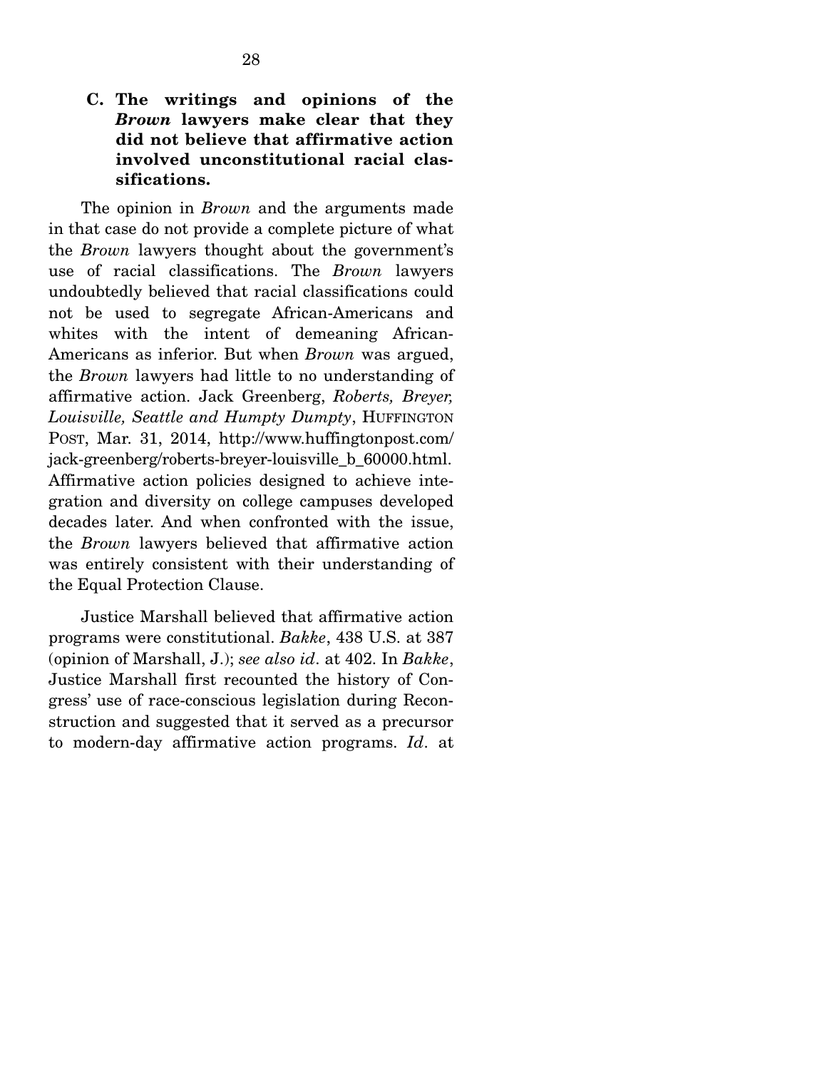### C. The writings and opinions of the *Brown* lawyers make clear that they did not believe that affirmative action involved unconstitutional racial classifications.

The opinion in *Brown* and the arguments made in that case do not provide a complete picture of what the *Brown* lawyers thought about the government's use of racial classifications. The *Brown* lawyers undoubtedly believed that racial classifications could not be used to segregate African-Americans and whites with the intent of demeaning African-Americans as inferior. But when *Brown* was argued, the *Brown* lawyers had little to no understanding of affirmative action. Jack Greenberg, *Roberts, Breyer, Louisville, Seattle and Humpty Dumpty*, HUFFINGTON POST, Mar. 31, 2014, http://www.huffingtonpost.com/jack-greenberg/roberts-breyer-louisville_b_60000.html. Affirmative action policies designed to achieve integration and diversity on college campuses developed decades later. And when confronted with the issue, the *Brown* lawyers believed that affirmative action was entirely consistent with their understanding of the Equal Protection Clause.

Justice Marshall believed that affirmative action programs were constitutional. *Bakke*, 438 U.S. at 387 (opinion of Marshall, J.); *see also id*. at 402. In *Bakke*, Justice Marshall first recounted the history of Congress' use of race-conscious legislation during Reconstruction and suggested that it served as a precursor to modern-day affirmative action programs. *Id*. at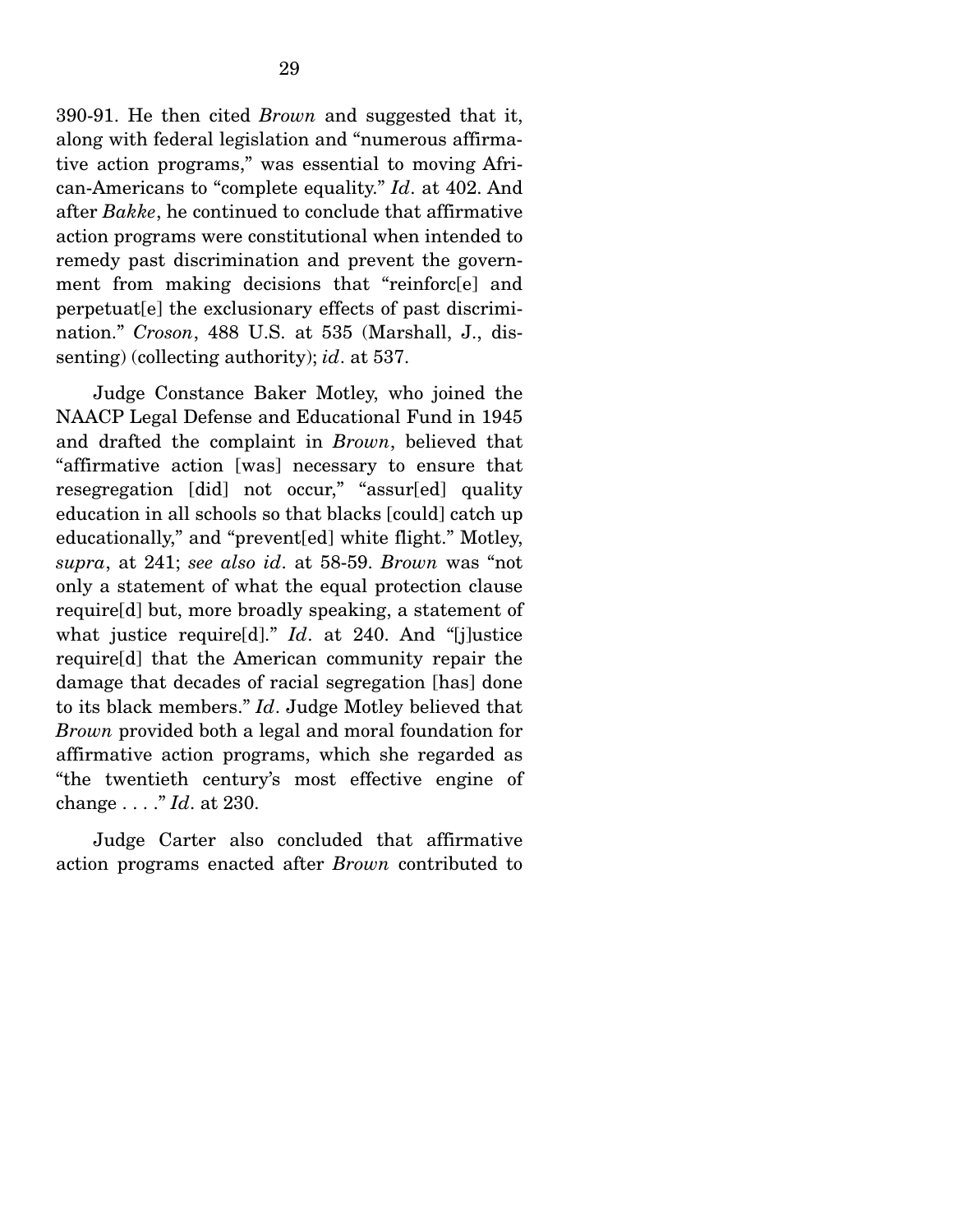390-91. He then cited *Brown* and suggested that it, along with federal legislation and "numerous affirmative action programs," was essential to moving African-Americans to "complete equality." *Id*. at 402. And after *Bakke*, he continued to conclude that affirmative action programs were constitutional when intended to remedy past discrimination and prevent the government from making decisions that "reinforc[e] and perpetuat[e] the exclusionary effects of past discrimination." *Croson*, 488 U.S. at 535 (Marshall, J., dissenting) (collecting authority); *id*. at 537.

Judge Constance Baker Motley, who joined the NAACP Legal Defense and Educational Fund in 1945 and drafted the complaint in *Brown*, believed that "affirmative action [was] necessary to ensure that resegregation [did] not occur," "assur[ed] quality education in all schools so that blacks [could] catch up educationally," and "prevent[ed] white flight." Motley, *supra*, at 241; *see also id*. at 58-59. *Brown* was "not only a statement of what the equal protection clause require[d] but, more broadly speaking, a statement of what justice require[d]." *Id*. at 240. And "[j]ustice require[d] that the American community repair the damage that decades of racial segregation [has] done to its black members." *Id*. Judge Motley believed that *Brown* provided both a legal and moral foundation for affirmative action programs, which she regarded as "the twentieth century's most effective engine of change . . . ." *Id*. at 230.

Judge Carter also concluded that affirmative action programs enacted after *Brown* contributed to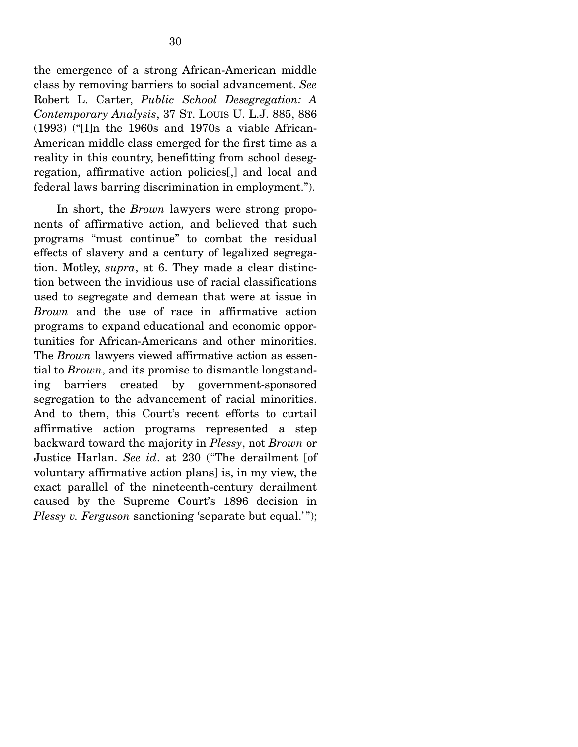the emergence of a strong African-American middle class by removing barriers to social advancement. *See* Robert L. Carter, *Public School Desegregation: A Contemporary Analysis*, 37 ST. LOUIS U. L.J. 885, 886 (1993) ("[I]n the 1960s and 1970s a viable African-American middle class emerged for the first time as a reality in this country, benefitting from school desegregation, affirmative action policies[,] and local and federal laws barring discrimination in employment.").

In short, the *Brown* lawyers were strong proponents of affirmative action, and believed that such programs "must continue" to combat the residual effects of slavery and a century of legalized segregation. Motley, *supra*, at 6. They made a clear distinction between the invidious use of racial classifications used to segregate and demean that were at issue in *Brown* and the use of race in affirmative action programs to expand educational and economic opportunities for African-Americans and other minorities. The *Brown* lawyers viewed affirmative action as essential to *Brown*, and its promise to dismantle longstanding barriers created by government-sponsored segregation to the advancement of racial minorities. And to them, this Court's recent efforts to curtail affirmative action programs represented a step backward toward the majority in *Plessy*, not *Brown* or Justice Harlan. *See id*. at 230 ("The derailment [of voluntary affirmative action plans] is, in my view, the exact parallel of the nineteenth-century derailment caused by the Supreme Court's 1896 decision in *Plessy v. Ferguson* sanctioning 'separate but equal.'");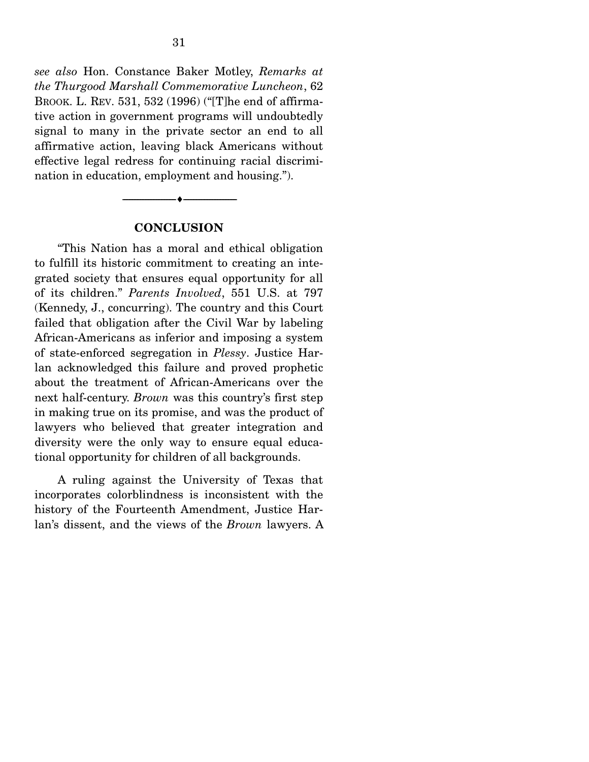*see also* Hon. Constance Baker Motley, *Remarks at the Thurgood Marshall Commemorative Luncheon*, 62 BROOK. L. REV. 531, 532 (1996) ("[T]he end of affirmative action in government programs will undoubtedly signal to many in the private sector an end to all affirmative action, leaving black Americans without effective legal redress for continuing racial discrimination in education, employment and housing.").

---

## CONCLUSION

"This Nation has a moral and ethical obligation to fulfill its historic commitment to creating an integrated society that ensures equal opportunity for all of its children." *Parents Involved*, 551 U.S. at 797 (Kennedy, J., concurring). The country and this Court failed that obligation after the Civil War by labeling African-Americans as inferior and imposing a system of state-enforced segregation in *Plessy*. Justice Harlan acknowledged this failure and proved prophetic about the treatment of African-Americans over the next half-century. *Brown* was this country's first step in making true on its promise, and was the product of lawyers who believed that greater integration and diversity were the only way to ensure equal educational opportunity for children of all backgrounds.

A ruling against the University of Texas that incorporates colorblindness is inconsistent with the history of the Fourteenth Amendment, Justice Harlan's dissent, and the views of the *Brown* lawyers. A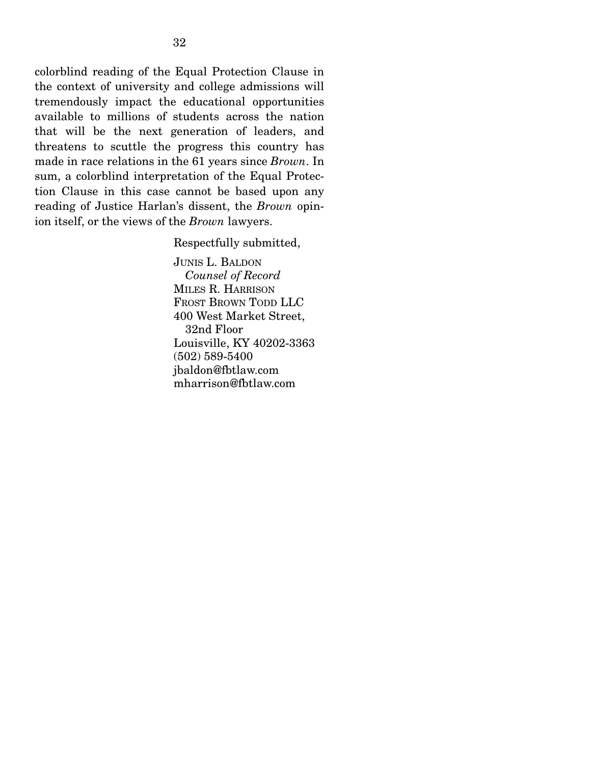colorblind reading of the Equal Protection Clause in the context of university and college admissions will tremendously impact the educational opportunities available to millions of students across the nation that will be the next generation of leaders, and threatens to scuttle the progress this country has made in race relations in the 61 years since *Brown*. In sum, a colorblind interpretation of the Equal Protection Clause in this case cannot be based upon any reading of Justice Harlan's dissent, the *Brown* opinion itself, or the views of the *Brown* lawyers.

Respectfully submitted,

JUNIS L. BALDON
*Counsel of Record*
MILES R. HARRISON
FROST BROWN TODD LLC
400 West Market Street,
32nd Floor
Louisville, KY 40202-3363
(502) 589-5400
jbaldon@fbtlaw.com
mharrison@fbtlaw.com